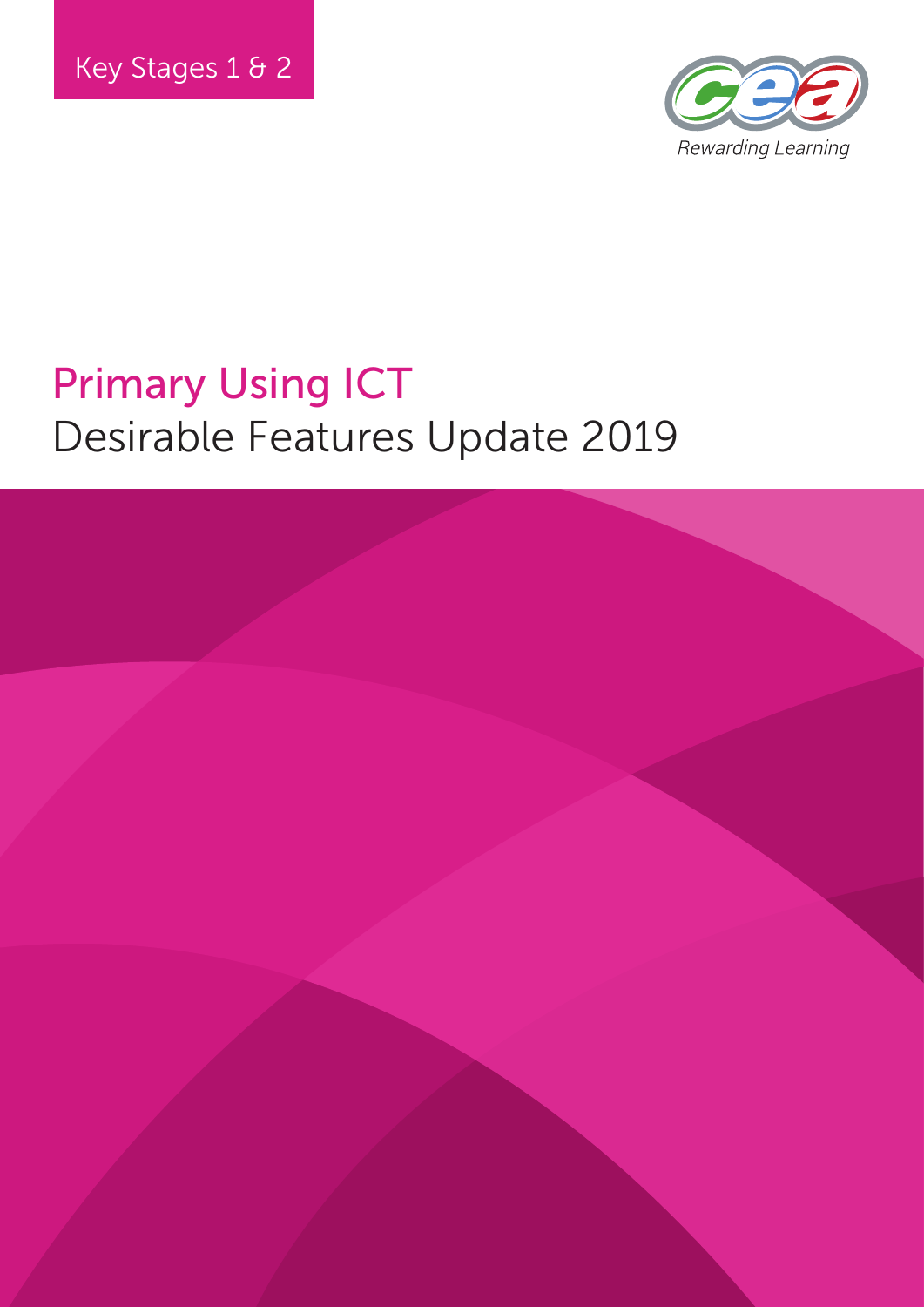Key Stages 1 & 2

Rewarding Learning

# Primary Using ICT

## Desirable Features Update 2019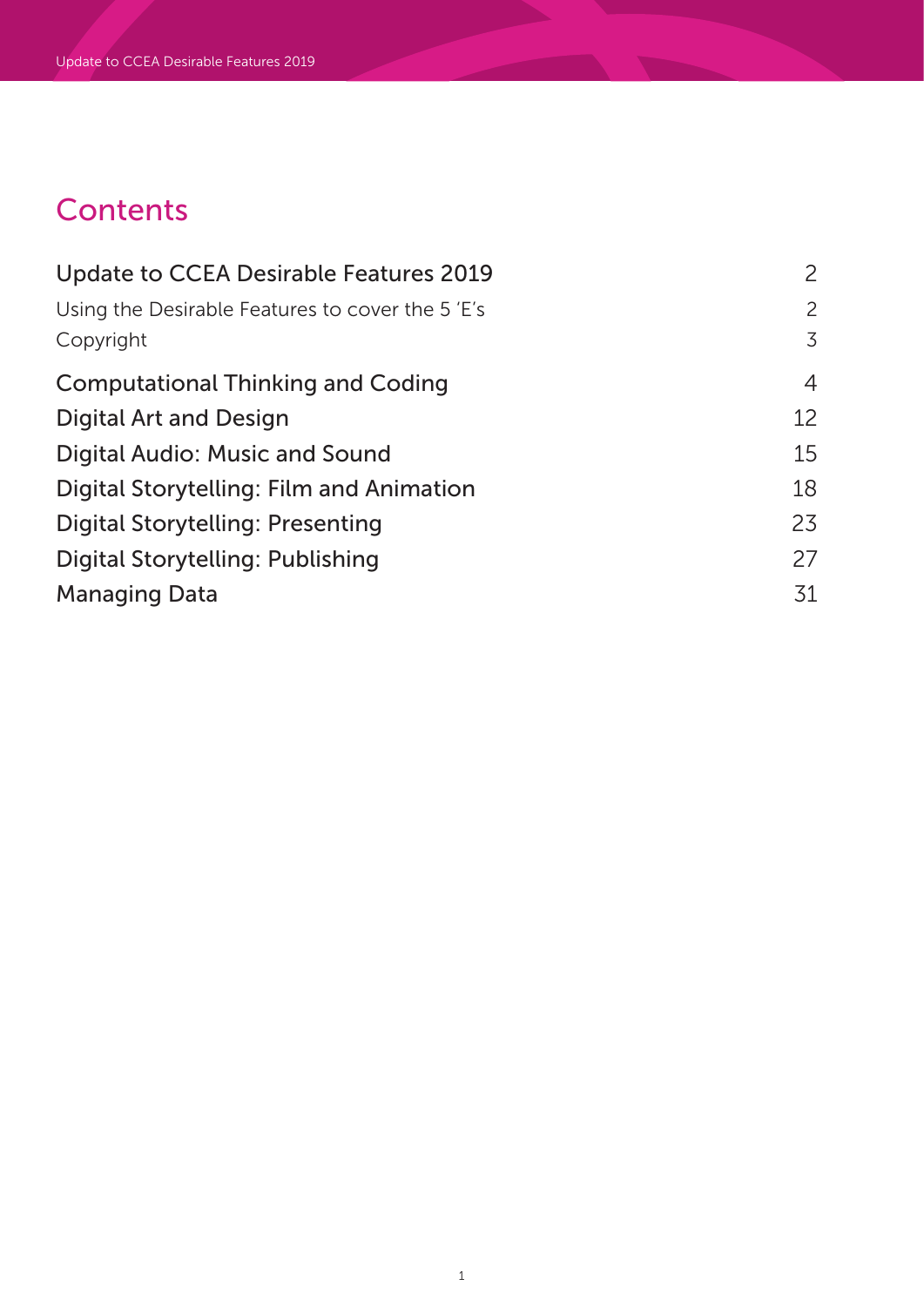# Contents

| | |
|---|---|
| **Update to CCEA Desirable Features 2019** | 2 |
| Using the Desirable Features to cover the 5 'E's | 2 |
| Copyright | 3 |
| **Computational Thinking and Coding** | 4 |
| **Digital Art and Design** | 12 |
| **Digital Audio: Music and Sound** | 15 |
| **Digital Storytelling: Film and Animation** | 18 |
| **Digital Storytelling: Presenting** | 23 |
| **Digital Storytelling: Publishing** | 27 |
| **Managing Data** | 31 |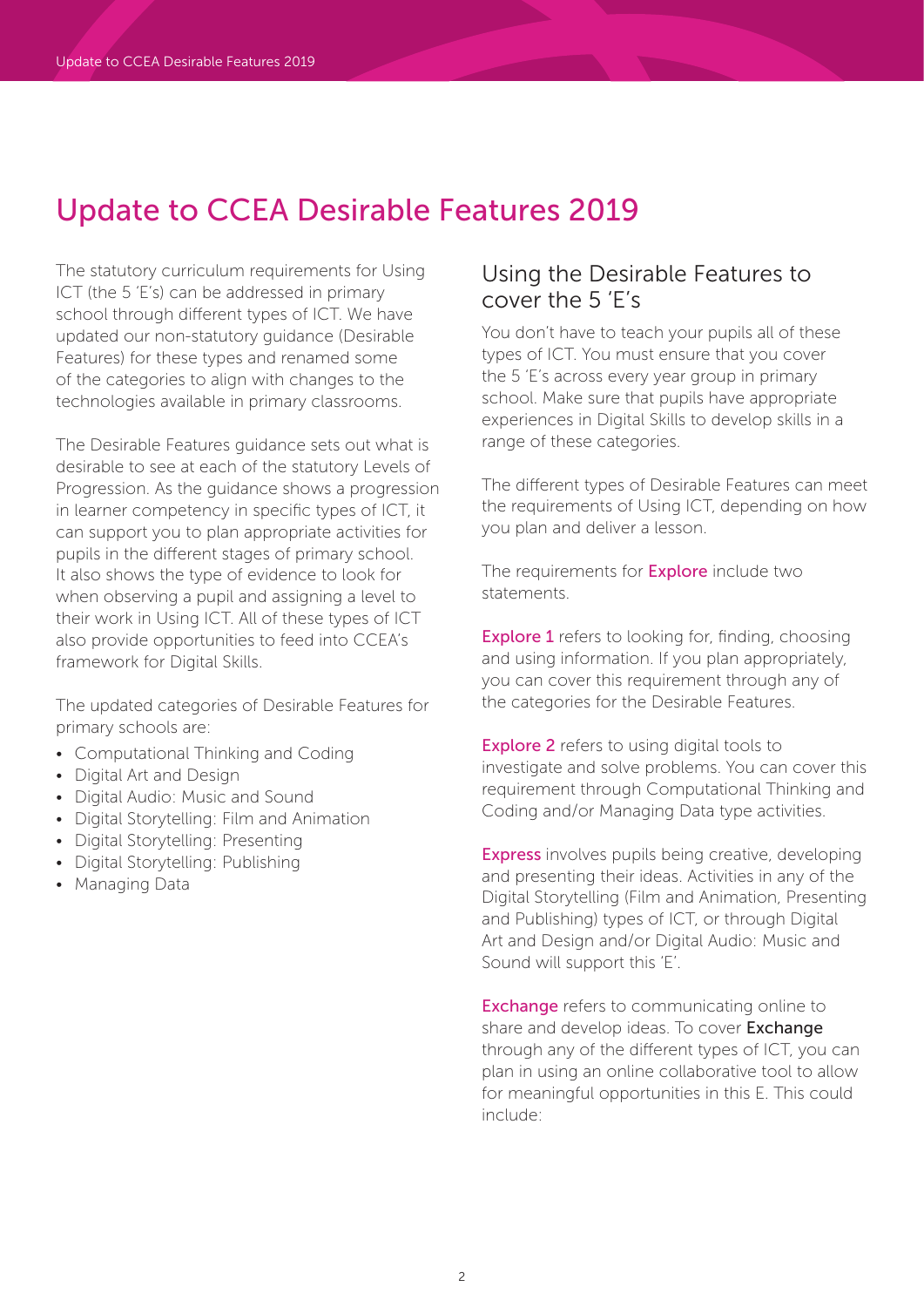# Update to CCEA Desirable Features 2019

The statutory curriculum requirements for Using ICT (the 5 'E's) can be addressed in primary school through different types of ICT. We have updated our non-statutory guidance (Desirable Features) for these types and renamed some of the categories to align with changes to the technologies available in primary classrooms.

The Desirable Features guidance sets out what is desirable to see at each of the statutory Levels of Progression. As the guidance shows a progression in learner competency in specific types of ICT, it can support you to plan appropriate activities for pupils in the different stages of primary school. It also shows the type of evidence to look for when observing a pupil and assigning a level to their work in Using ICT. All of these types of ICT also provide opportunities to feed into CCEA's framework for Digital Skills.

The updated categories of Desirable Features for primary schools are:

- Computational Thinking and Coding
- Digital Art and Design
- Digital Audio: Music and Sound
- Digital Storytelling: Film and Animation
- Digital Storytelling: Presenting
- Digital Storytelling: Publishing
- Managing Data

## Using the Desirable Features to cover the 5 'E's

You don't have to teach your pupils all of these types of ICT. You must ensure that you cover the 5 'E's across every year group in primary school. Make sure that pupils have appropriate experiences in Digital Skills to develop skills in a range of these categories.

The different types of Desirable Features can meet the requirements of Using ICT, depending on how you plan and deliver a lesson.

The requirements for Explore include two statements.

Explore 1 refers to looking for, finding, choosing and using information. If you plan appropriately, you can cover this requirement through any of the categories for the Desirable Features.

Explore 2 refers to using digital tools to investigate and solve problems. You can cover this requirement through Computational Thinking and Coding and/or Managing Data type activities.

Express involves pupils being creative, developing and presenting their ideas. Activities in any of the Digital Storytelling (Film and Animation, Presenting and Publishing) types of ICT, or through Digital Art and Design and/or Digital Audio: Music and Sound will support this 'E'.

Exchange refers to communicating online to share and develop ideas. To cover **Exchange** through any of the different types of ICT, you can plan in using an online collaborative tool to allow for meaningful opportunities in this E. This could include: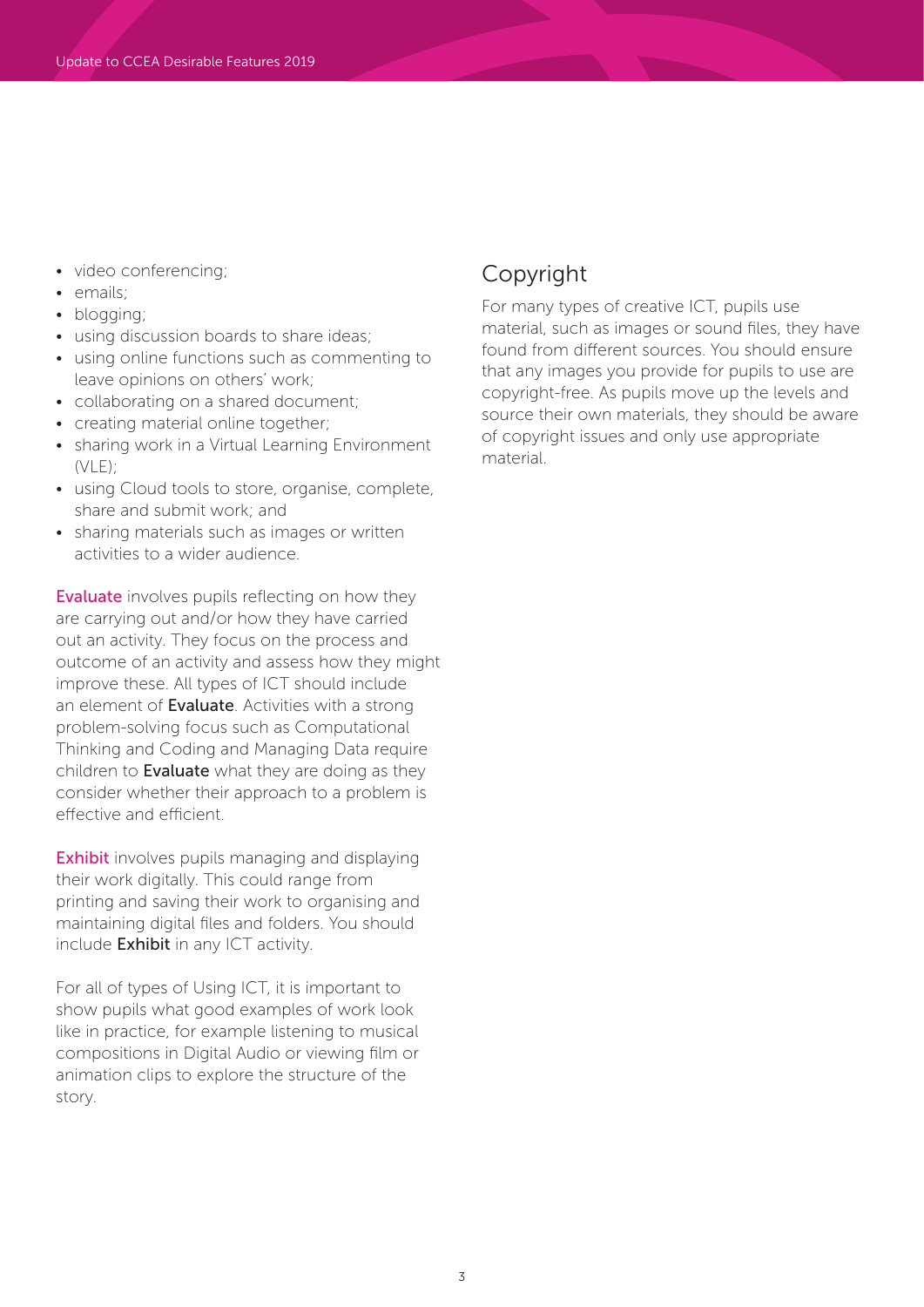- video conferencing;
- emails;
- blogging;
- using discussion boards to share ideas;
- using online functions such as commenting to leave opinions on others' work;
- collaborating on a shared document;
- creating material online together;
- sharing work in a Virtual Learning Environment (VLE);
- using Cloud tools to store, organise, complete, share and submit work; and
- sharing materials such as images or written activities to a wider audience.

Evaluate involves pupils reflecting on how they are carrying out and/or how they have carried out an activity. They focus on the process and outcome of an activity and assess how they might improve these. All types of ICT should include an element of **Evaluate**. Activities with a strong problem-solving focus such as Computational Thinking and Coding and Managing Data require children to **Evaluate** what they are doing as they consider whether their approach to a problem is effective and efficient.

Exhibit involves pupils managing and displaying their work digitally. This could range from printing and saving their work to organising and maintaining digital files and folders. You should include **Exhibit** in any ICT activity.

For all of types of Using ICT, it is important to show pupils what good examples of work look like in practice, for example listening to musical compositions in Digital Audio or viewing film or animation clips to explore the structure of the story.

## Copyright

For many types of creative ICT, pupils use material, such as images or sound files, they have found from different sources. You should ensure that any images you provide for pupils to use are copyright-free. As pupils move up the levels and source their own materials, they should be aware of copyright issues and only use appropriate material.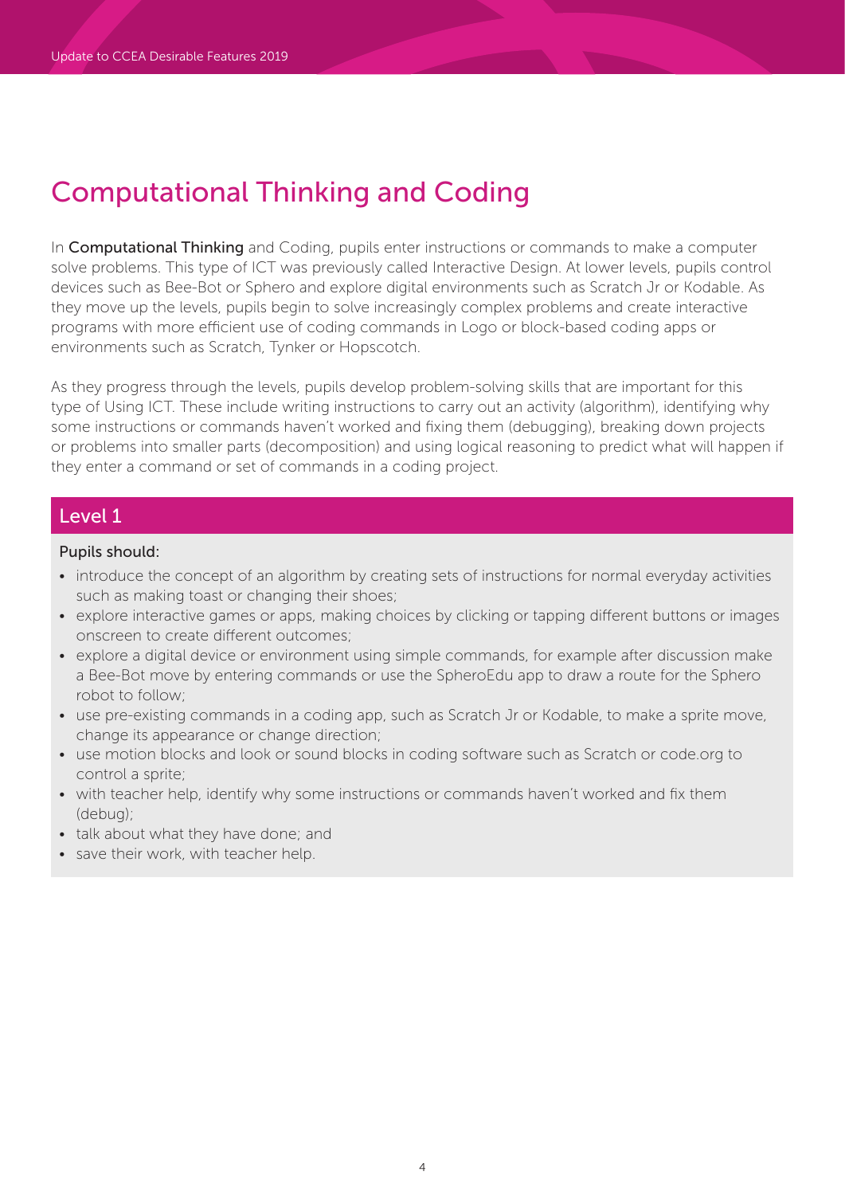# Computational Thinking and Coding

In **Computational Thinking** and Coding, pupils enter instructions or commands to make a computer solve problems. This type of ICT was previously called Interactive Design. At lower levels, pupils control devices such as Bee-Bot or Sphero and explore digital environments such as Scratch Jr or Kodable. As they move up the levels, pupils begin to solve increasingly complex problems and create interactive programs with more efficient use of coding commands in Logo or block-based coding apps or environments such as Scratch, Tynker or Hopscotch.

As they progress through the levels, pupils develop problem-solving skills that are important for this type of Using ICT. These include writing instructions to carry out an activity (algorithm), identifying why some instructions or commands haven't worked and fixing them (debugging), breaking down projects or problems into smaller parts (decomposition) and using logical reasoning to predict what will happen if they enter a command or set of commands in a coding project.

## Level 1

Pupils should:

- introduce the concept of an algorithm by creating sets of instructions for normal everyday activities such as making toast or changing their shoes;
- explore interactive games or apps, making choices by clicking or tapping different buttons or images onscreen to create different outcomes;
- explore a digital device or environment using simple commands, for example after discussion make a Bee-Bot move by entering commands or use the SpheroEdu app to draw a route for the Sphero robot to follow;
- use pre-existing commands in a coding app, such as Scratch Jr or Kodable, to make a sprite move, change its appearance or change direction;
- use motion blocks and look or sound blocks in coding software such as Scratch or code.org to control a sprite;
- with teacher help, identify why some instructions or commands haven't worked and fix them (debug);
- talk about what they have done; and
- save their work, with teacher help.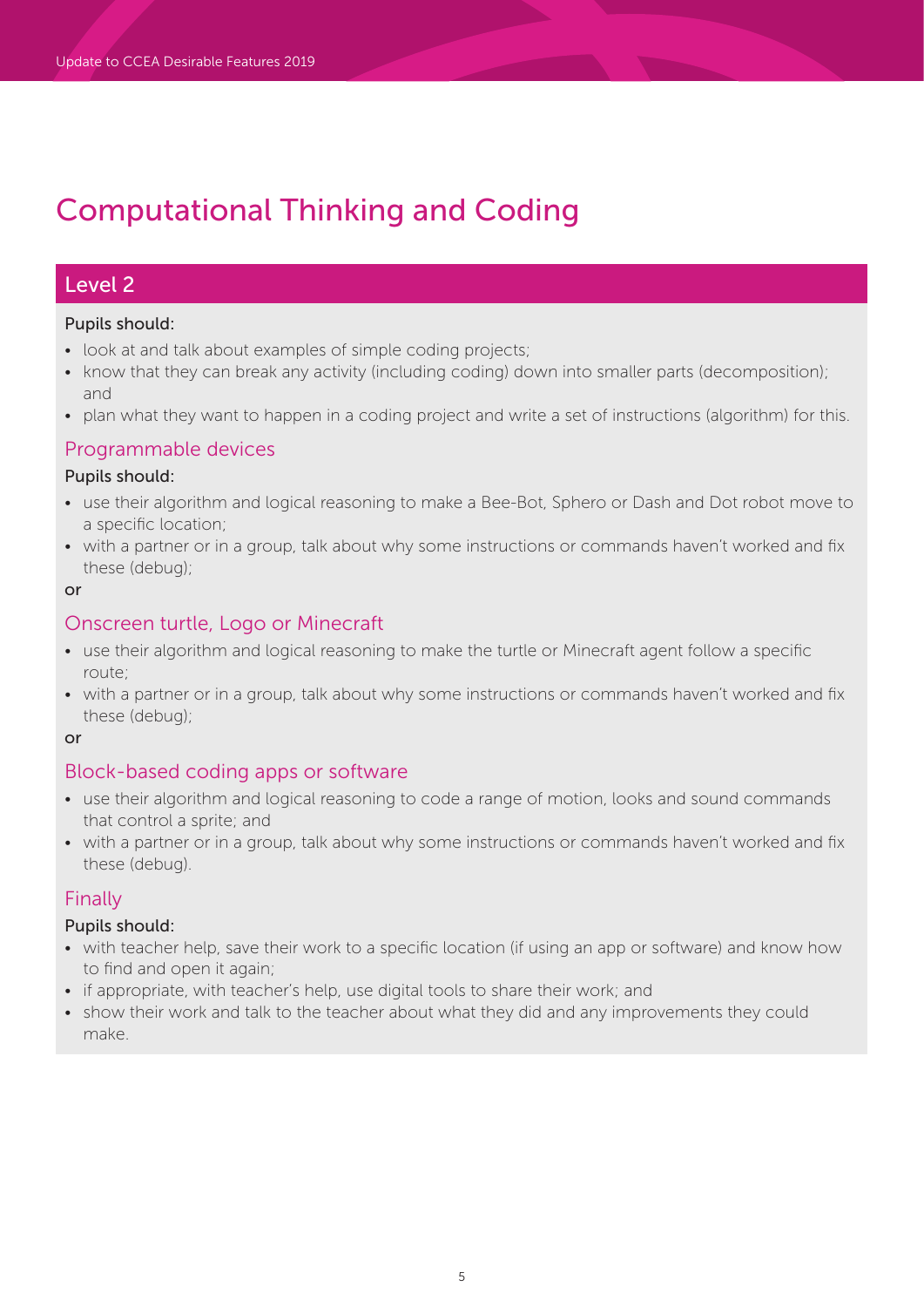# Computational Thinking and Coding

## Level 2

Pupils should:

- look at and talk about examples of simple coding projects;
- know that they can break any activity (including coding) down into smaller parts (decomposition); and
- plan what they want to happen in a coding project and write a set of instructions (algorithm) for this.

### Programmable devices

Pupils should:

- use their algorithm and logical reasoning to make a Bee-Bot, Sphero or Dash and Dot robot move to a specific location;
- with a partner or in a group, talk about why some instructions or commands haven't worked and fix these (debug);

or

### Onscreen turtle, Logo or Minecraft

- use their algorithm and logical reasoning to make the turtle or Minecraft agent follow a specific route;
- with a partner or in a group, talk about why some instructions or commands haven't worked and fix these (debug);

or

### Block-based coding apps or software

- use their algorithm and logical reasoning to code a range of motion, looks and sound commands that control a sprite; and
- with a partner or in a group, talk about why some instructions or commands haven't worked and fix these (debug).

### Finally

Pupils should:

- with teacher help, save their work to a specific location (if using an app or software) and know how to find and open it again;
- if appropriate, with teacher's help, use digital tools to share their work; and
- show their work and talk to the teacher about what they did and any improvements they could make.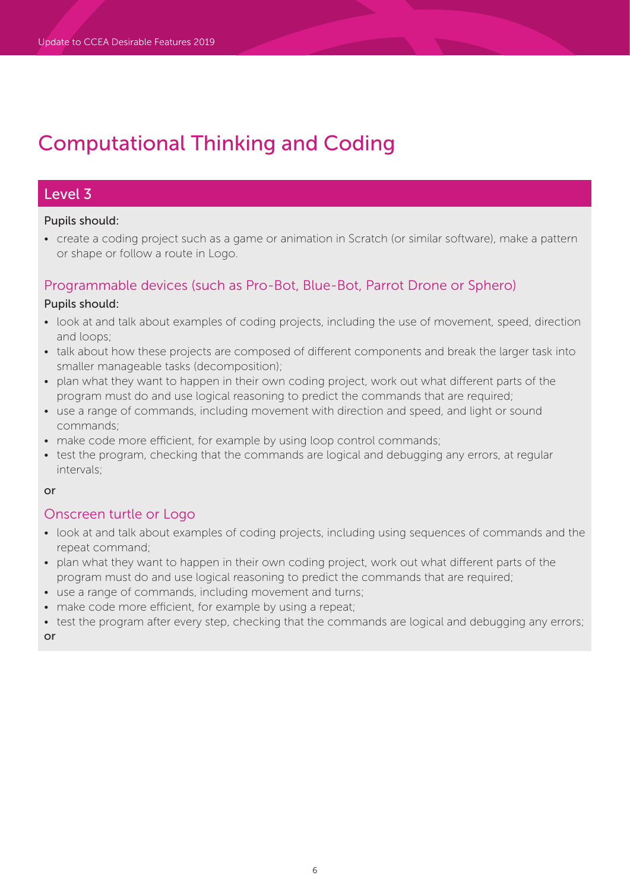# Computational Thinking and Coding

## Level 3

Pupils should:

- create a coding project such as a game or animation in Scratch (or similar software), make a pattern or shape or follow a route in Logo.

### Programmable devices (such as Pro-Bot, Blue-Bot, Parrot Drone or Sphero)

Pupils should:

- look at and talk about examples of coding projects, including the use of movement, speed, direction and loops;
- talk about how these projects are composed of different components and break the larger task into smaller manageable tasks (decomposition);
- plan what they want to happen in their own coding project, work out what different parts of the program must do and use logical reasoning to predict the commands that are required;
- use a range of commands, including movement with direction and speed, and light or sound commands;
- make code more efficient, for example by using loop control commands;
- test the program, checking that the commands are logical and debugging any errors, at regular intervals;

or

### Onscreen turtle or Logo

- look at and talk about examples of coding projects, including using sequences of commands and the repeat command;
- plan what they want to happen in their own coding project, work out what different parts of the program must do and use logical reasoning to predict the commands that are required;
- use a range of commands, including movement and turns;
- make code more efficient, for example by using a repeat;
- test the program after every step, checking that the commands are logical and debugging any errors;

or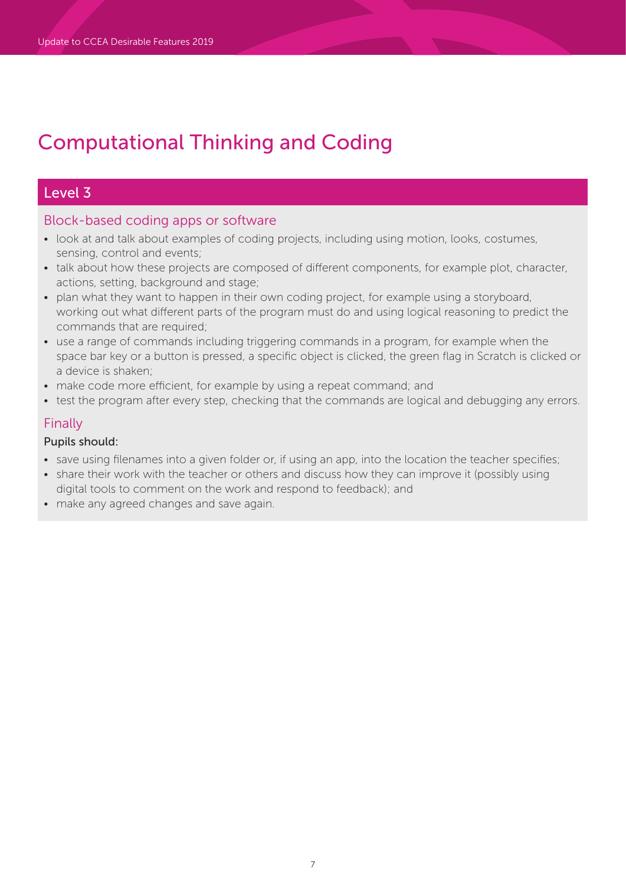# Computational Thinking and Coding

## Level 3

### Block-based coding apps or software

- look at and talk about examples of coding projects, including using motion, looks, costumes, sensing, control and events;
- talk about how these projects are composed of different components, for example plot, character, actions, setting, background and stage;
- plan what they want to happen in their own coding project, for example using a storyboard, working out what different parts of the program must do and using logical reasoning to predict the commands that are required;
- use a range of commands including triggering commands in a program, for example when the space bar key or a button is pressed, a specific object is clicked, the green flag in Scratch is clicked or a device is shaken;
- make code more efficient, for example by using a repeat command; and
- test the program after every step, checking that the commands are logical and debugging any errors.

### Finally

**Pupils should:**

- save using filenames into a given folder or, if using an app, into the location the teacher specifies;
- share their work with the teacher or others and discuss how they can improve it (possibly using digital tools to comment on the work and respond to feedback); and
- make any agreed changes and save again.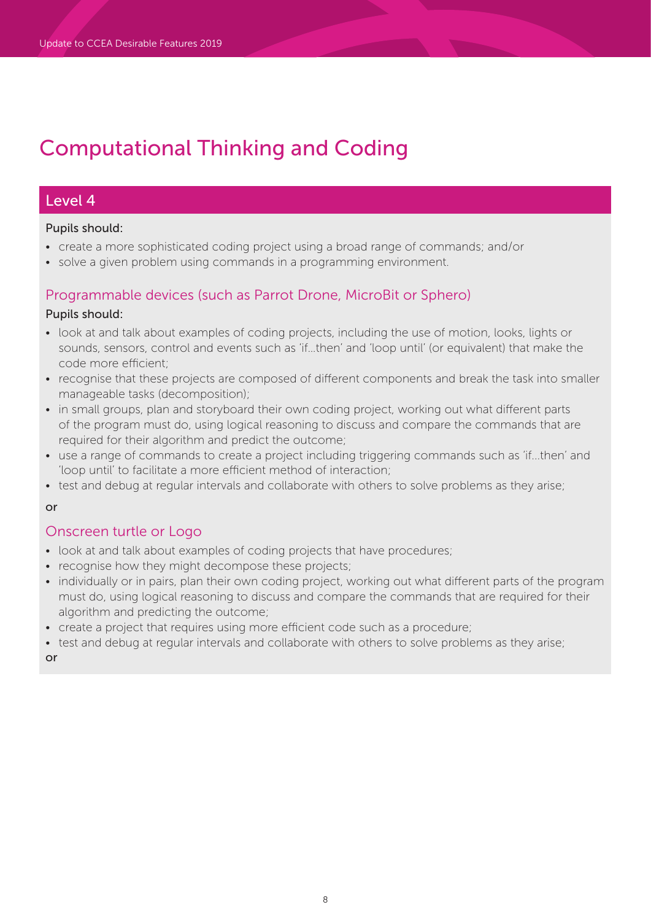# Computational Thinking and Coding

## Level 4

Pupils should:

- create a more sophisticated coding project using a broad range of commands; and/or
- solve a given problem using commands in a programming environment.

### Programmable devices (such as Parrot Drone, MicroBit or Sphero)

Pupils should:

- look at and talk about examples of coding projects, including the use of motion, looks, lights or sounds, sensors, control and events such as 'if...then' and 'loop until' (or equivalent) that make the code more efficient;
- recognise that these projects are composed of different components and break the task into smaller manageable tasks (decomposition);
- in small groups, plan and storyboard their own coding project, working out what different parts of the program must do, using logical reasoning to discuss and compare the commands that are required for their algorithm and predict the outcome;
- use a range of commands to create a project including triggering commands such as 'if...then' and 'loop until' to facilitate a more efficient method of interaction;
- test and debug at regular intervals and collaborate with others to solve problems as they arise;

or

### Onscreen turtle or Logo

- look at and talk about examples of coding projects that have procedures;
- recognise how they might decompose these projects;
- individually or in pairs, plan their own coding project, working out what different parts of the program must do, using logical reasoning to discuss and compare the commands that are required for their algorithm and predicting the outcome;
- create a project that requires using more efficient code such as a procedure;
- test and debug at regular intervals and collaborate with others to solve problems as they arise;

or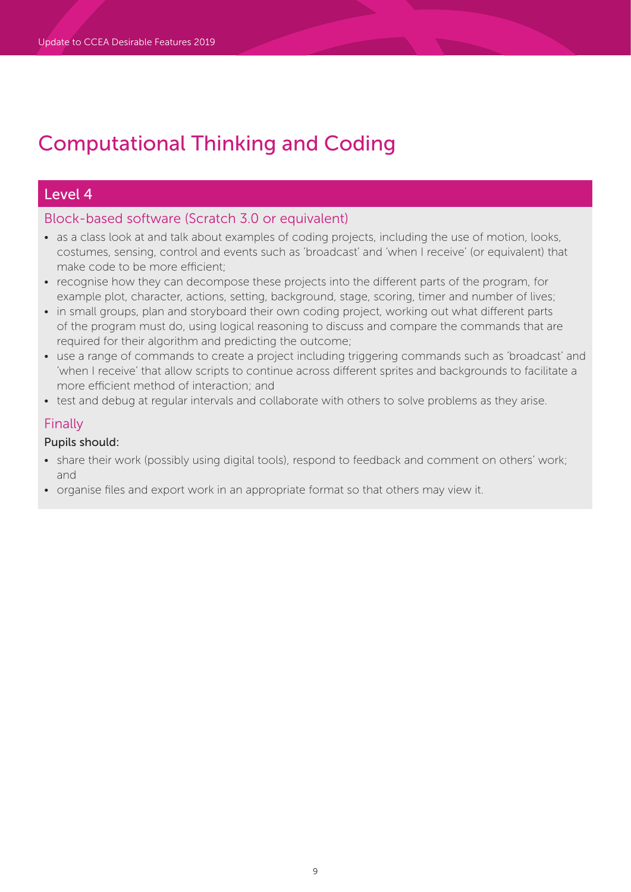# Computational Thinking and Coding

## Level 4

### Block-based software (Scratch 3.0 or equivalent)

- as a class look at and talk about examples of coding projects, including the use of motion, looks, costumes, sensing, control and events such as 'broadcast' and 'when I receive' (or equivalent) that make code to be more efficient;
- recognise how they can decompose these projects into the different parts of the program, for example plot, character, actions, setting, background, stage, scoring, timer and number of lives;
- in small groups, plan and storyboard their own coding project, working out what different parts of the program must do, using logical reasoning to discuss and compare the commands that are required for their algorithm and predicting the outcome;
- use a range of commands to create a project including triggering commands such as 'broadcast' and 'when I receive' that allow scripts to continue across different sprites and backgrounds to facilitate a more efficient method of interaction; and
- test and debug at regular intervals and collaborate with others to solve problems as they arise.

### Finally

**Pupils should:**

- share their work (possibly using digital tools), respond to feedback and comment on others' work; and
- organise files and export work in an appropriate format so that others may view it.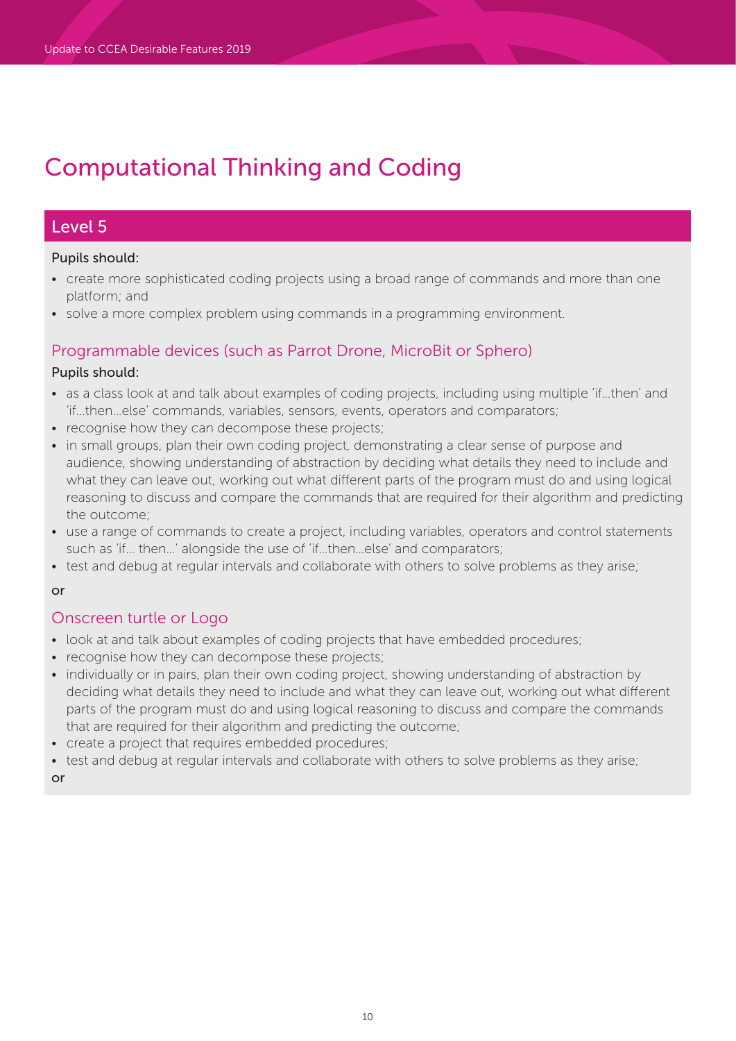# Computational Thinking and Coding

## Level 5

Pupils should:

- create more sophisticated coding projects using a broad range of commands and more than one platform; and
- solve a more complex problem using commands in a programming environment.

### Programmable devices (such as Parrot Drone, MicroBit or Sphero)

Pupils should:

- as a class look at and talk about examples of coding projects, including using multiple 'if...then' and 'if...then...else' commands, variables, sensors, events, operators and comparators;
- recognise how they can decompose these projects;
- in small groups, plan their own coding project, demonstrating a clear sense of purpose and audience, showing understanding of abstraction by deciding what details they need to include and what they can leave out, working out what different parts of the program must do and using logical reasoning to discuss and compare the commands that are required for their algorithm and predicting the outcome;
- use a range of commands to create a project, including variables, operators and control statements such as 'if... then...' alongside the use of 'if...then...else' and comparators;
- test and debug at regular intervals and collaborate with others to solve problems as they arise;

or

### Onscreen turtle or Logo

- look at and talk about examples of coding projects that have embedded procedures;
- recognise how they can decompose these projects;
- individually or in pairs, plan their own coding project, showing understanding of abstraction by deciding what details they need to include and what they can leave out, working out what different parts of the program must do and using logical reasoning to discuss and compare the commands that are required for their algorithm and predicting the outcome;
- create a project that requires embedded procedures;
- test and debug at regular intervals and collaborate with others to solve problems as they arise;

or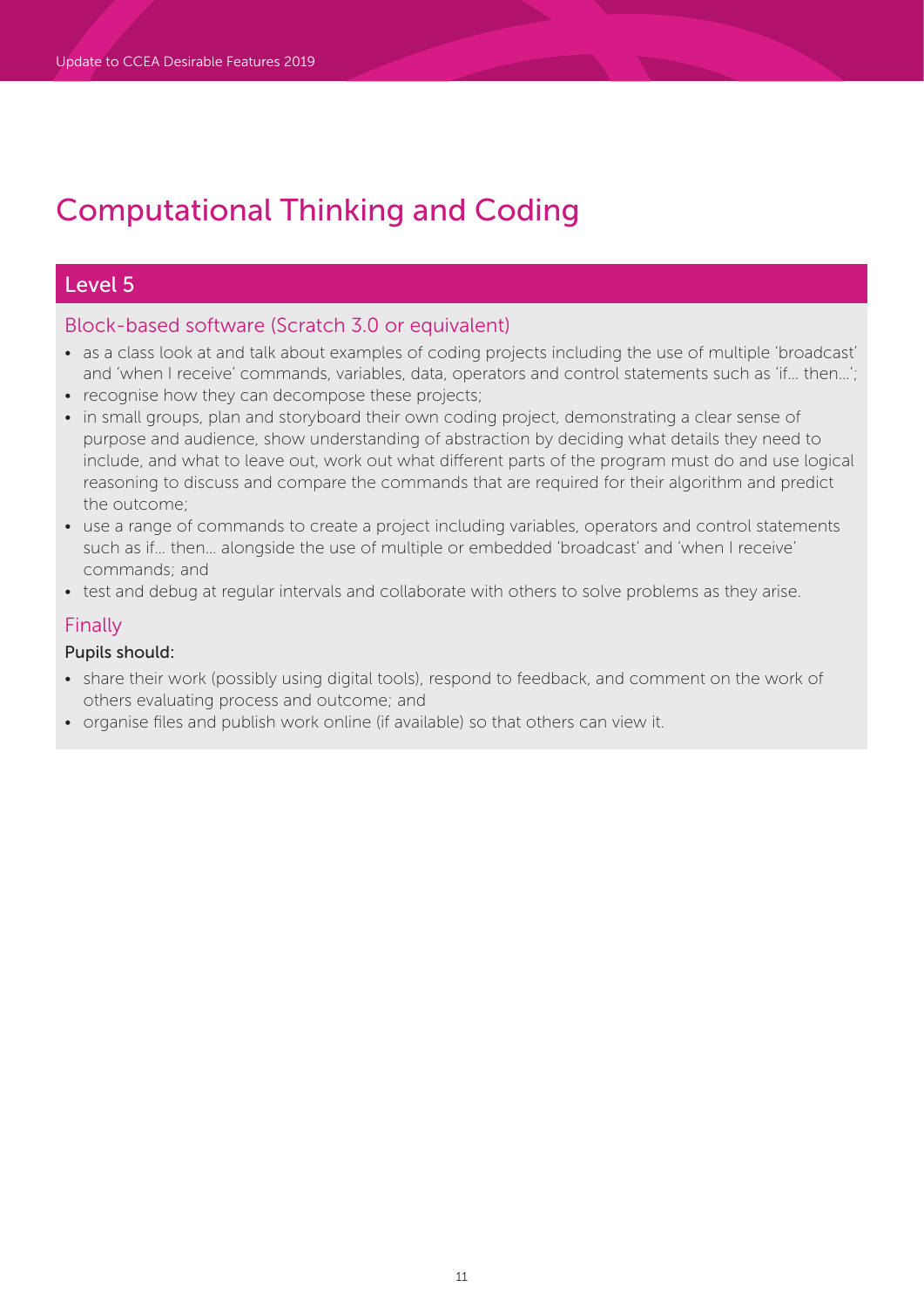# Computational Thinking and Coding

## Level 5

### Block-based software (Scratch 3.0 or equivalent)

- as a class look at and talk about examples of coding projects including the use of multiple 'broadcast' and 'when I receive' commands, variables, data, operators and control statements such as 'if… then…';
- recognise how they can decompose these projects;
- in small groups, plan and storyboard their own coding project, demonstrating a clear sense of purpose and audience, show understanding of abstraction by deciding what details they need to include, and what to leave out, work out what different parts of the program must do and use logical reasoning to discuss and compare the commands that are required for their algorithm and predict the outcome;
- use a range of commands to create a project including variables, operators and control statements such as if… then… alongside the use of multiple or embedded 'broadcast' and 'when I receive' commands; and
- test and debug at regular intervals and collaborate with others to solve problems as they arise.

### Finally

**Pupils should:**

- share their work (possibly using digital tools), respond to feedback, and comment on the work of others evaluating process and outcome; and
- organise files and publish work online (if available) so that others can view it.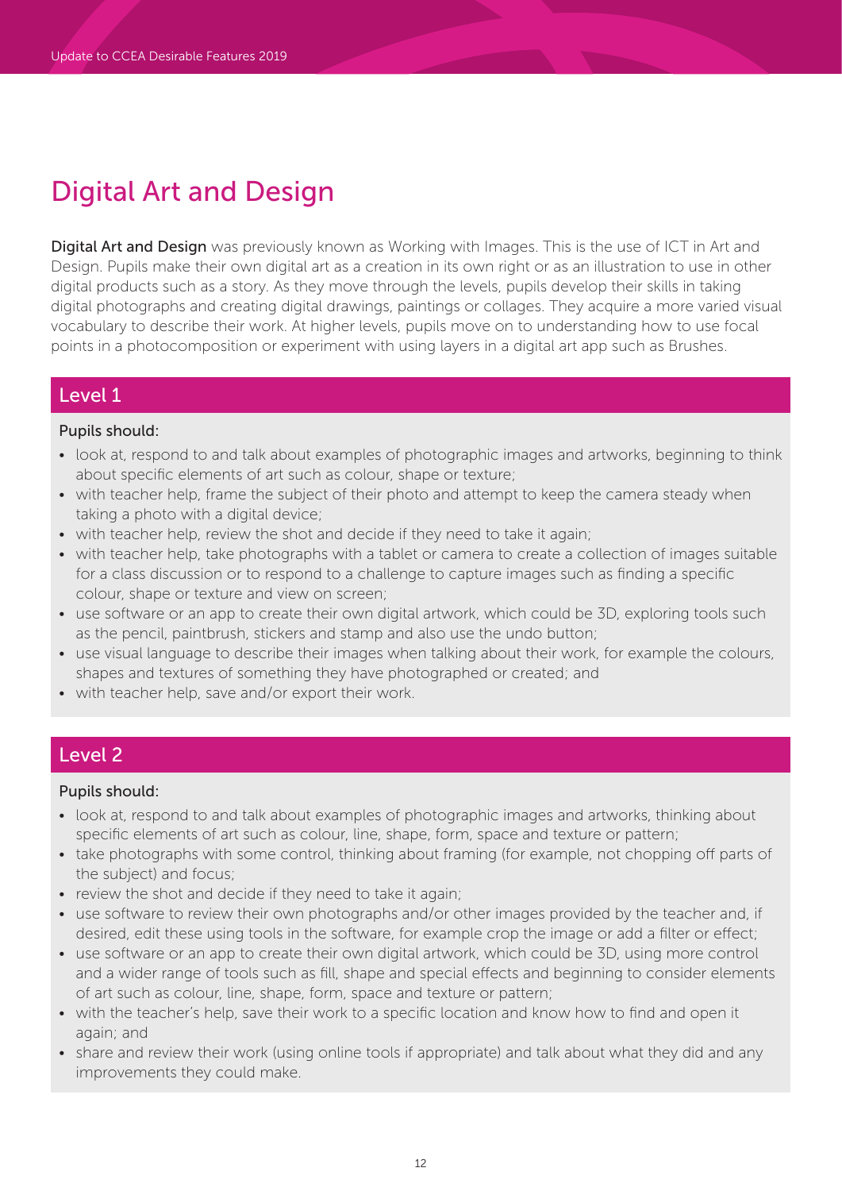# Digital Art and Design

**Digital Art and Design** was previously known as Working with Images. This is the use of ICT in Art and Design. Pupils make their own digital art as a creation in its own right or as an illustration to use in other digital products such as a story. As they move through the levels, pupils develop their skills in taking digital photographs and creating digital drawings, paintings or collages. They acquire a more varied visual vocabulary to describe their work. At higher levels, pupils move on to understanding how to use focal points in a photocomposition or experiment with using layers in a digital art app such as Brushes.

## Level 1

Pupils should:

- look at, respond to and talk about examples of photographic images and artworks, beginning to think about specific elements of art such as colour, shape or texture;
- with teacher help, frame the subject of their photo and attempt to keep the camera steady when taking a photo with a digital device;
- with teacher help, review the shot and decide if they need to take it again;
- with teacher help, take photographs with a tablet or camera to create a collection of images suitable for a class discussion or to respond to a challenge to capture images such as finding a specific colour, shape or texture and view on screen;
- use software or an app to create their own digital artwork, which could be 3D, exploring tools such as the pencil, paintbrush, stickers and stamp and also use the undo button;
- use visual language to describe their images when talking about their work, for example the colours, shapes and textures of something they have photographed or created; and
- with teacher help, save and/or export their work.

## Level 2

Pupils should:

- look at, respond to and talk about examples of photographic images and artworks, thinking about specific elements of art such as colour, line, shape, form, space and texture or pattern;
- take photographs with some control, thinking about framing (for example, not chopping off parts of the subject) and focus;
- review the shot and decide if they need to take it again;
- use software to review their own photographs and/or other images provided by the teacher and, if desired, edit these using tools in the software, for example crop the image or add a filter or effect;
- use software or an app to create their own digital artwork, which could be 3D, using more control and a wider range of tools such as fill, shape and special effects and beginning to consider elements of art such as colour, line, shape, form, space and texture or pattern;
- with the teacher's help, save their work to a specific location and know how to find and open it again; and
- share and review their work (using online tools if appropriate) and talk about what they did and any improvements they could make.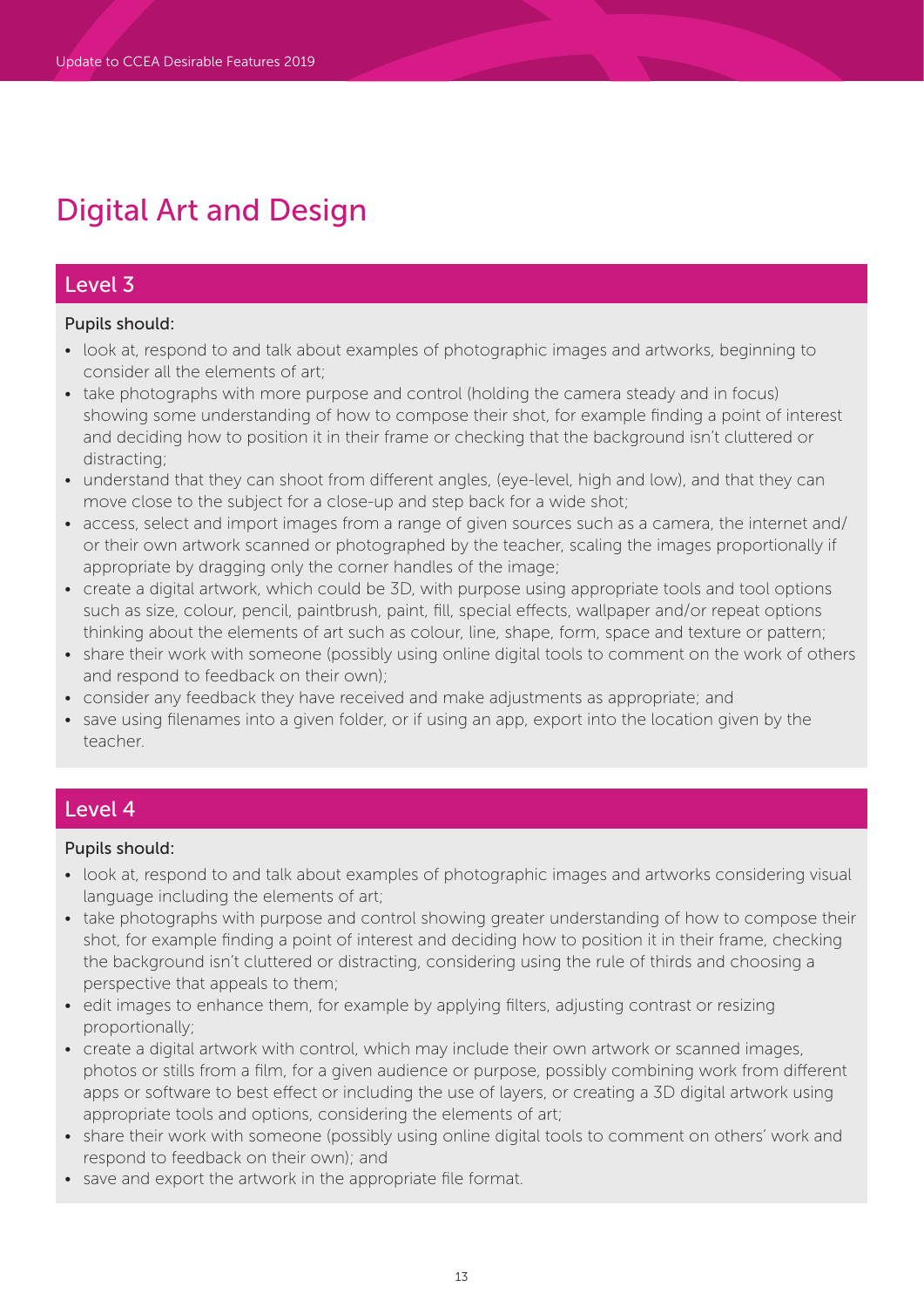# Digital Art and Design

## Level 3

Pupils should:

- look at, respond to and talk about examples of photographic images and artworks, beginning to consider all the elements of art;
- take photographs with more purpose and control (holding the camera steady and in focus) showing some understanding of how to compose their shot, for example finding a point of interest and deciding how to position it in their frame or checking that the background isn't cluttered or distracting;
- understand that they can shoot from different angles, (eye-level, high and low), and that they can move close to the subject for a close-up and step back for a wide shot;
- access, select and import images from a range of given sources such as a camera, the internet and/or their own artwork scanned or photographed by the teacher, scaling the images proportionally if appropriate by dragging only the corner handles of the image;
- create a digital artwork, which could be 3D, with purpose using appropriate tools and tool options such as size, colour, pencil, paintbrush, paint, fill, special effects, wallpaper and/or repeat options thinking about the elements of art such as colour, line, shape, form, space and texture or pattern;
- share their work with someone (possibly using online digital tools to comment on the work of others and respond to feedback on their own);
- consider any feedback they have received and make adjustments as appropriate; and
- save using filenames into a given folder, or if using an app, export into the location given by the teacher.

## Level 4

Pupils should:

- look at, respond to and talk about examples of photographic images and artworks considering visual language including the elements of art;
- take photographs with purpose and control showing greater understanding of how to compose their shot, for example finding a point of interest and deciding how to position it in their frame, checking the background isn't cluttered or distracting, considering using the rule of thirds and choosing a perspective that appeals to them;
- edit images to enhance them, for example by applying filters, adjusting contrast or resizing proportionally;
- create a digital artwork with control, which may include their own artwork or scanned images, photos or stills from a film, for a given audience or purpose, possibly combining work from different apps or software to best effect or including the use of layers, or creating a 3D digital artwork using appropriate tools and options, considering the elements of art;
- share their work with someone (possibly using online digital tools to comment on others' work and respond to feedback on their own); and
- save and export the artwork in the appropriate file format.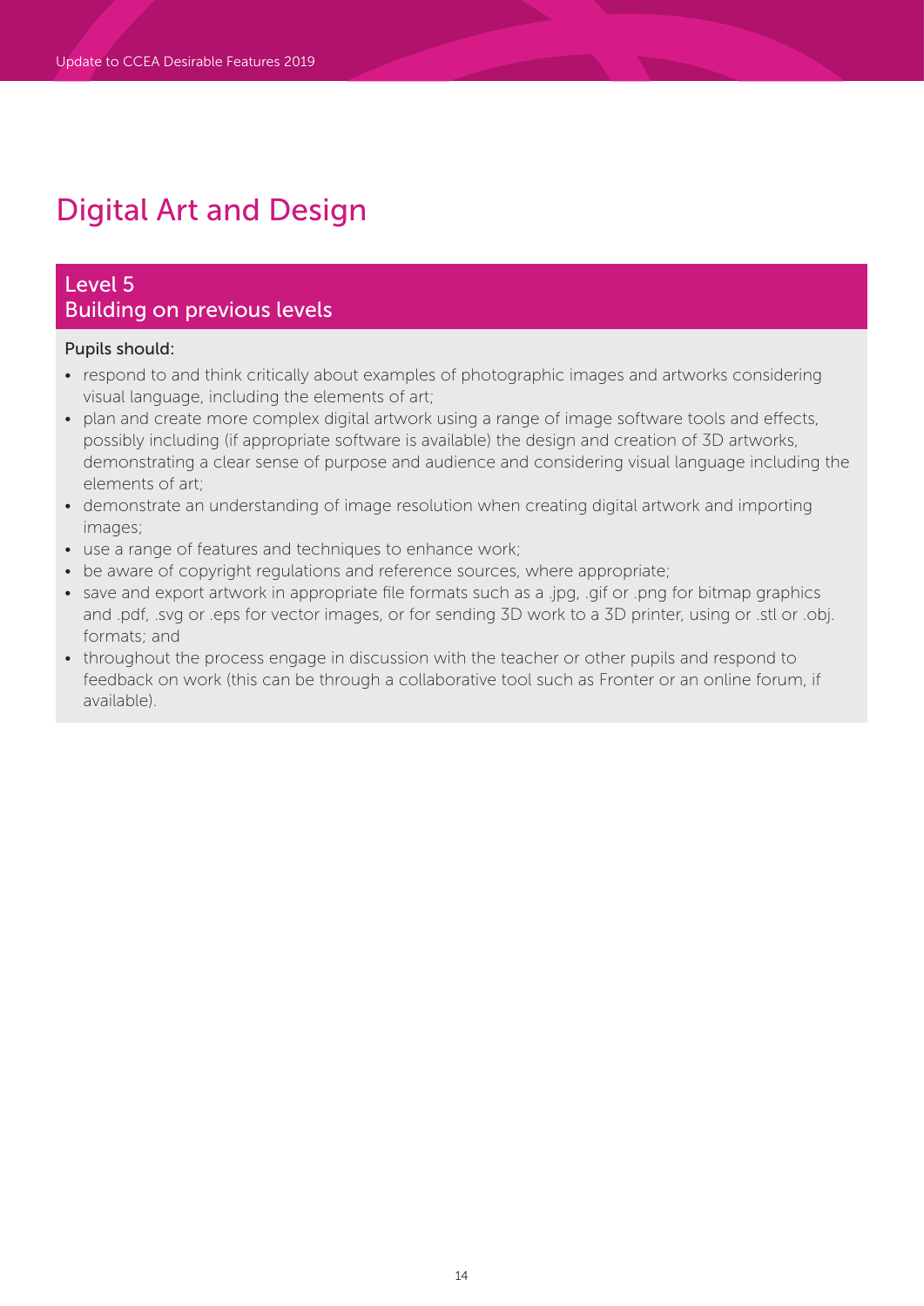# Digital Art and Design

## Level 5
## Building on previous levels

Pupils should:

- respond to and think critically about examples of photographic images and artworks considering visual language, including the elements of art;
- plan and create more complex digital artwork using a range of image software tools and effects, possibly including (if appropriate software is available) the design and creation of 3D artworks, demonstrating a clear sense of purpose and audience and considering visual language including the elements of art;
- demonstrate an understanding of image resolution when creating digital artwork and importing images;
- use a range of features and techniques to enhance work;
- be aware of copyright regulations and reference sources, where appropriate;
- save and export artwork in appropriate file formats such as a .jpg, .gif or .png for bitmap graphics and .pdf, .svg or .eps for vector images, or for sending 3D work to a 3D printer, using or .stl or .obj. formats; and
- throughout the process engage in discussion with the teacher or other pupils and respond to feedback on work (this can be through a collaborative tool such as Fronter or an online forum, if available).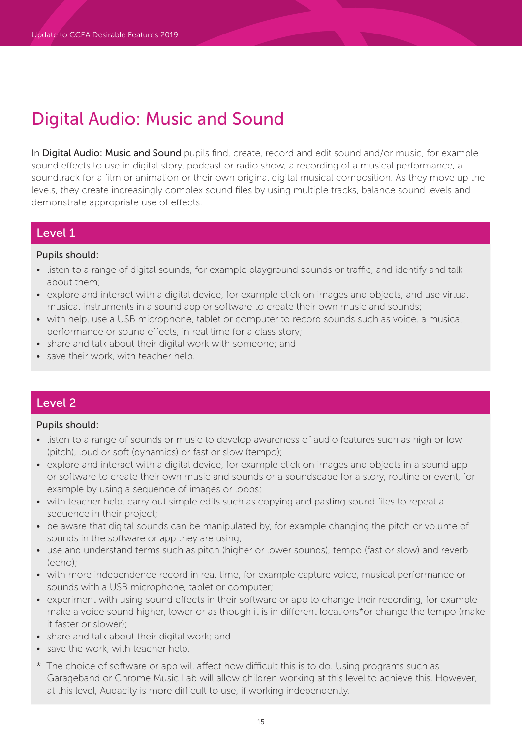# Digital Audio: Music and Sound

In **Digital Audio: Music and Sound** pupils find, create, record and edit sound and/or music, for example sound effects to use in digital story, podcast or radio show, a recording of a musical performance, a soundtrack for a film or animation or their own original digital musical composition. As they move up the levels, they create increasingly complex sound files by using multiple tracks, balance sound levels and demonstrate appropriate use of effects.

## Level 1

Pupils should:

- listen to a range of digital sounds, for example playground sounds or traffic, and identify and talk about them;
- explore and interact with a digital device, for example click on images and objects, and use virtual musical instruments in a sound app or software to create their own music and sounds;
- with help, use a USB microphone, tablet or computer to record sounds such as voice, a musical performance or sound effects, in real time for a class story;
- share and talk about their digital work with someone; and
- save their work, with teacher help.

## Level 2

Pupils should:

- listen to a range of sounds or music to develop awareness of audio features such as high or low (pitch), loud or soft (dynamics) or fast or slow (tempo);
- explore and interact with a digital device, for example click on images and objects in a sound app or software to create their own music and sounds or a soundscape for a story, routine or event, for example by using a sequence of images or loops;
- with teacher help, carry out simple edits such as copying and pasting sound files to repeat a sequence in their project;
- be aware that digital sounds can be manipulated by, for example changing the pitch or volume of sounds in the software or app they are using;
- use and understand terms such as pitch (higher or lower sounds), tempo (fast or slow) and reverb (echo);
- with more independence record in real time, for example capture voice, musical performance or sounds with a USB microphone, tablet or computer;
- experiment with using sound effects in their software or app to change their recording, for example make a voice sound higher, lower or as though it is in different locations*or change the tempo (make it faster or slower);
- share and talk about their digital work; and
- save the work, with teacher help.

\* The choice of software or app will affect how difficult this is to do. Using programs such as Garageband or Chrome Music Lab will allow children working at this level to achieve this. However, at this level, Audacity is more difficult to use, if working independently.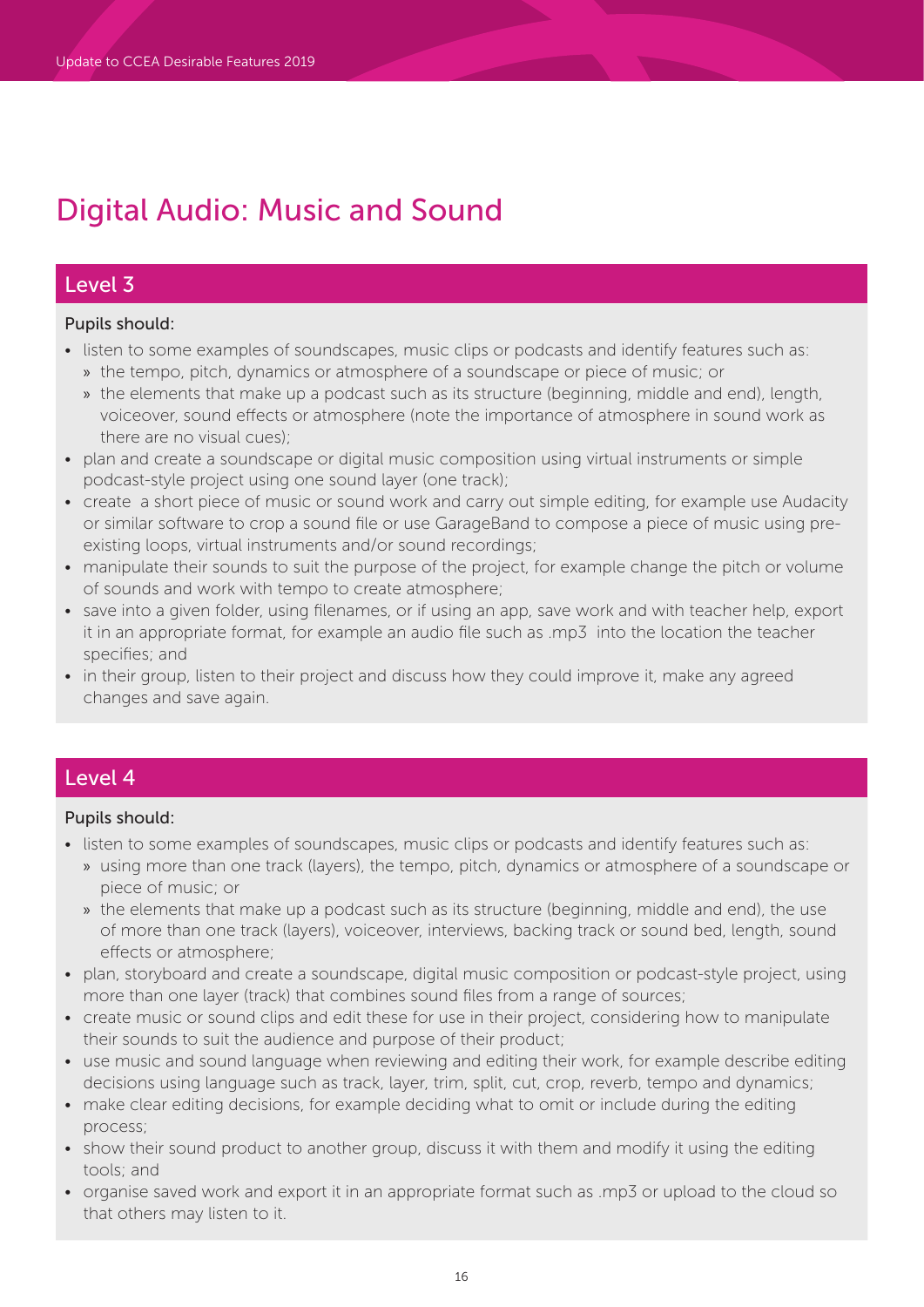# Digital Audio: Music and Sound

## Level 3

Pupils should:

- listen to some examples of soundscapes, music clips or podcasts and identify features such as:
  - the tempo, pitch, dynamics or atmosphere of a soundscape or piece of music; or
  - the elements that make up a podcast such as its structure (beginning, middle and end), length, voiceover, sound effects or atmosphere (note the importance of atmosphere in sound work as there are no visual cues);
- plan and create a soundscape or digital music composition using virtual instruments or simple podcast-style project using one sound layer (one track);
- create a short piece of music or sound work and carry out simple editing, for example use Audacity or similar software to crop a sound file or use GarageBand to compose a piece of music using pre-existing loops, virtual instruments and/or sound recordings;
- manipulate their sounds to suit the purpose of the project, for example change the pitch or volume of sounds and work with tempo to create atmosphere;
- save into a given folder, using filenames, or if using an app, save work and with teacher help, export it in an appropriate format, for example an audio file such as .mp3 into the location the teacher specifies; and
- in their group, listen to their project and discuss how they could improve it, make any agreed changes and save again.

## Level 4

Pupils should:

- listen to some examples of soundscapes, music clips or podcasts and identify features such as:
  - using more than one track (layers), the tempo, pitch, dynamics or atmosphere of a soundscape or piece of music; or
  - the elements that make up a podcast such as its structure (beginning, middle and end), the use of more than one track (layers), voiceover, interviews, backing track or sound bed, length, sound effects or atmosphere;
- plan, storyboard and create a soundscape, digital music composition or podcast-style project, using more than one layer (track) that combines sound files from a range of sources;
- create music or sound clips and edit these for use in their project, considering how to manipulate their sounds to suit the audience and purpose of their product;
- use music and sound language when reviewing and editing their work, for example describe editing decisions using language such as track, layer, trim, split, cut, crop, reverb, tempo and dynamics;
- make clear editing decisions, for example deciding what to omit or include during the editing process;
- show their sound product to another group, discuss it with them and modify it using the editing tools; and
- organise saved work and export it in an appropriate format such as .mp3 or upload to the cloud so that others may listen to it.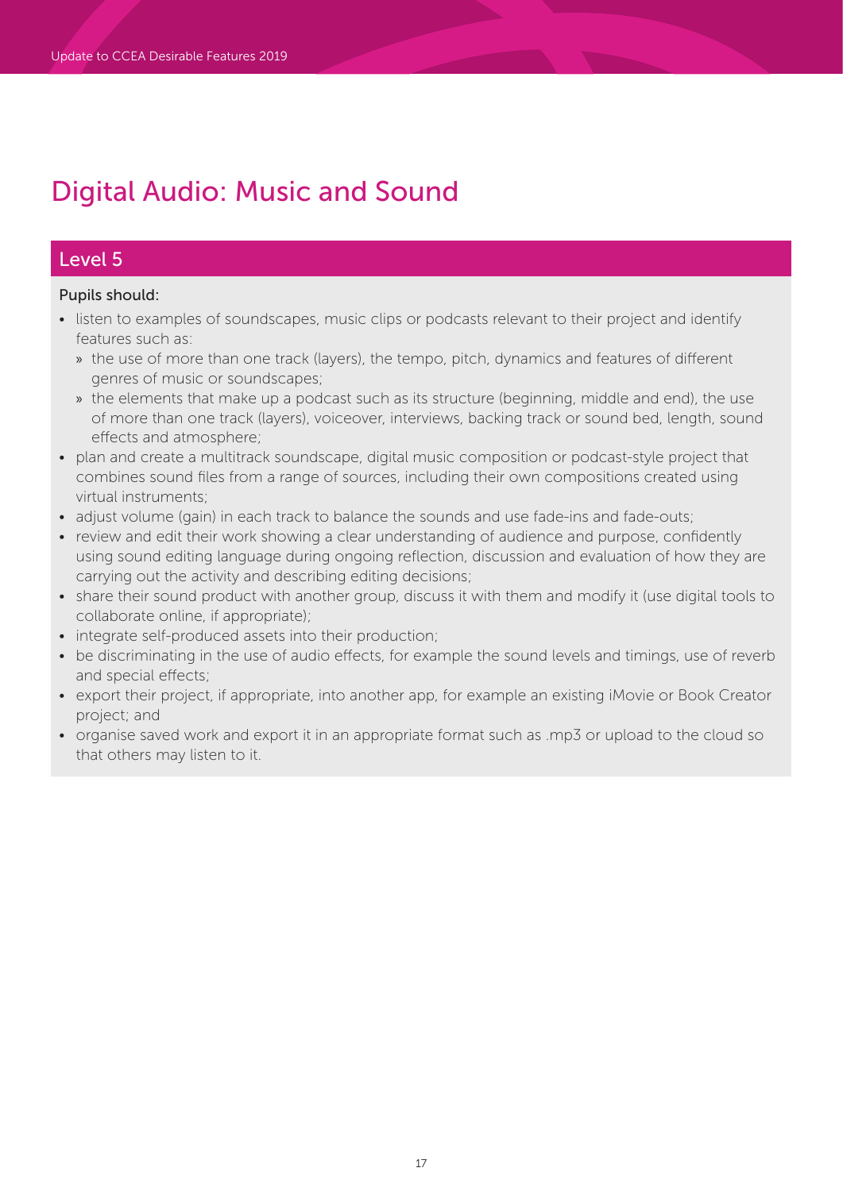# Digital Audio: Music and Sound

## Level 5

Pupils should:

- listen to examples of soundscapes, music clips or podcasts relevant to their project and identify features such as:
  - the use of more than one track (layers), the tempo, pitch, dynamics and features of different genres of music or soundscapes;
  - the elements that make up a podcast such as its structure (beginning, middle and end), the use of more than one track (layers), voiceover, interviews, backing track or sound bed, length, sound effects and atmosphere;
- plan and create a multitrack soundscape, digital music composition or podcast-style project that combines sound files from a range of sources, including their own compositions created using virtual instruments;
- adjust volume (gain) in each track to balance the sounds and use fade-ins and fade-outs;
- review and edit their work showing a clear understanding of audience and purpose, confidently using sound editing language during ongoing reflection, discussion and evaluation of how they are carrying out the activity and describing editing decisions;
- share their sound product with another group, discuss it with them and modify it (use digital tools to collaborate online, if appropriate);
- integrate self-produced assets into their production;
- be discriminating in the use of audio effects, for example the sound levels and timings, use of reverb and special effects;
- export their project, if appropriate, into another app, for example an existing iMovie or Book Creator project; and
- organise saved work and export it in an appropriate format such as .mp3 or upload to the cloud so that others may listen to it.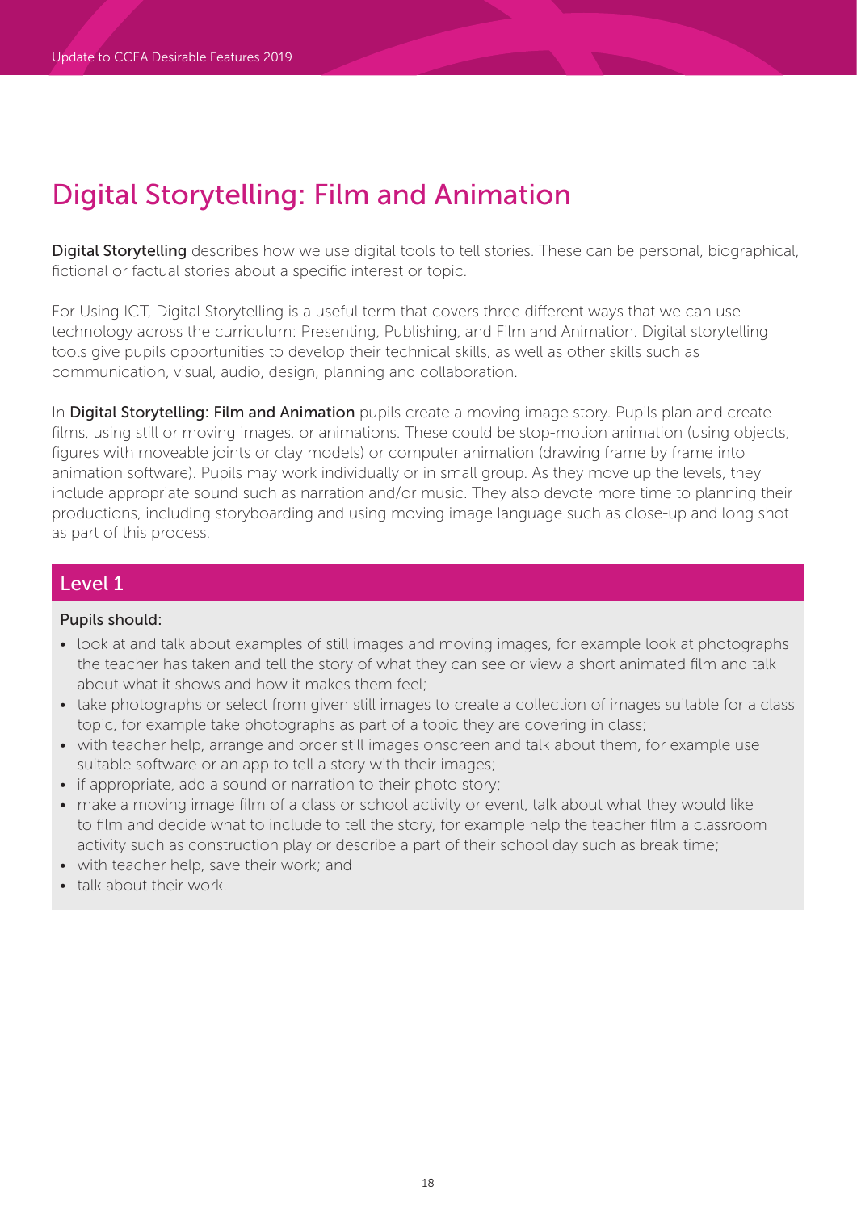# Digital Storytelling: Film and Animation

**Digital Storytelling** describes how we use digital tools to tell stories. These can be personal, biographical, fictional or factual stories about a specific interest or topic.

For Using ICT, Digital Storytelling is a useful term that covers three different ways that we can use technology across the curriculum: Presenting, Publishing, and Film and Animation. Digital storytelling tools give pupils opportunities to develop their technical skills, as well as other skills such as communication, visual, audio, design, planning and collaboration.

In **Digital Storytelling: Film and Animation** pupils create a moving image story. Pupils plan and create films, using still or moving images, or animations. These could be stop-motion animation (using objects, figures with moveable joints or clay models) or computer animation (drawing frame by frame into animation software). Pupils may work individually or in small group. As they move up the levels, they include appropriate sound such as narration and/or music. They also devote more time to planning their productions, including storyboarding and using moving image language such as close-up and long shot as part of this process.

## Level 1

Pupils should:

- look at and talk about examples of still images and moving images, for example look at photographs the teacher has taken and tell the story of what they can see or view a short animated film and talk about what it shows and how it makes them feel;
- take photographs or select from given still images to create a collection of images suitable for a class topic, for example take photographs as part of a topic they are covering in class;
- with teacher help, arrange and order still images onscreen and talk about them, for example use suitable software or an app to tell a story with their images;
- if appropriate, add a sound or narration to their photo story;
- make a moving image film of a class or school activity or event, talk about what they would like to film and decide what to include to tell the story, for example help the teacher film a classroom activity such as construction play or describe a part of their school day such as break time;
- with teacher help, save their work; and
- talk about their work.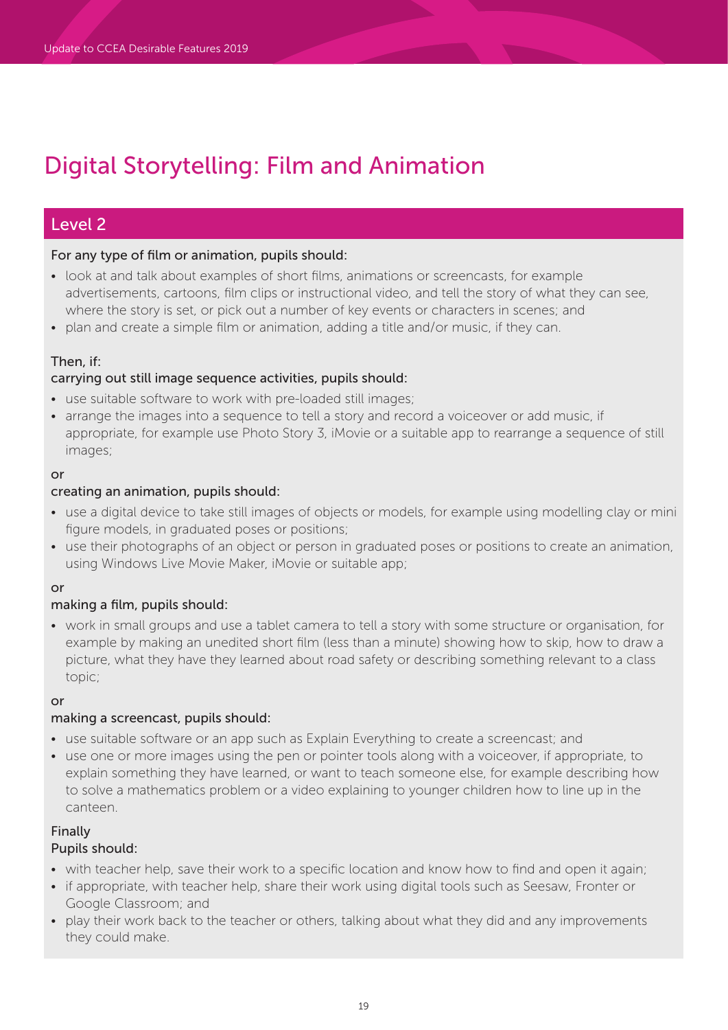# Digital Storytelling: Film and Animation

## Level 2

For any type of film or animation, pupils should:

- look at and talk about examples of short films, animations or screencasts, for example advertisements, cartoons, film clips or instructional video, and tell the story of what they can see, where the story is set, or pick out a number of key events or characters in scenes; and
- plan and create a simple film or animation, adding a title and/or music, if they can.

Then, if:

carrying out still image sequence activities, pupils should:

- use suitable software to work with pre-loaded still images;
- arrange the images into a sequence to tell a story and record a voiceover or add music, if appropriate, for example use Photo Story 3, iMovie or a suitable app to rearrange a sequence of still images;

or

creating an animation, pupils should:

- use a digital device to take still images of objects or models, for example using modelling clay or mini figure models, in graduated poses or positions;
- use their photographs of an object or person in graduated poses or positions to create an animation, using Windows Live Movie Maker, iMovie or suitable app;

or

making a film, pupils should:

- work in small groups and use a tablet camera to tell a story with some structure or organisation, for example by making an unedited short film (less than a minute) showing how to skip, how to draw a picture, what they have they learned about road safety or describing something relevant to a class topic;

or

making a screencast, pupils should:

- use suitable software or an app such as Explain Everything to create a screencast; and
- use one or more images using the pen or pointer tools along with a voiceover, if appropriate, to explain something they have learned, or want to teach someone else, for example describing how to solve a mathematics problem or a video explaining to younger children how to line up in the canteen.

Finally

Pupils should:

- with teacher help, save their work to a specific location and know how to find and open it again;
- if appropriate, with teacher help, share their work using digital tools such as Seesaw, Fronter or Google Classroom; and
- play their work back to the teacher or others, talking about what they did and any improvements they could make.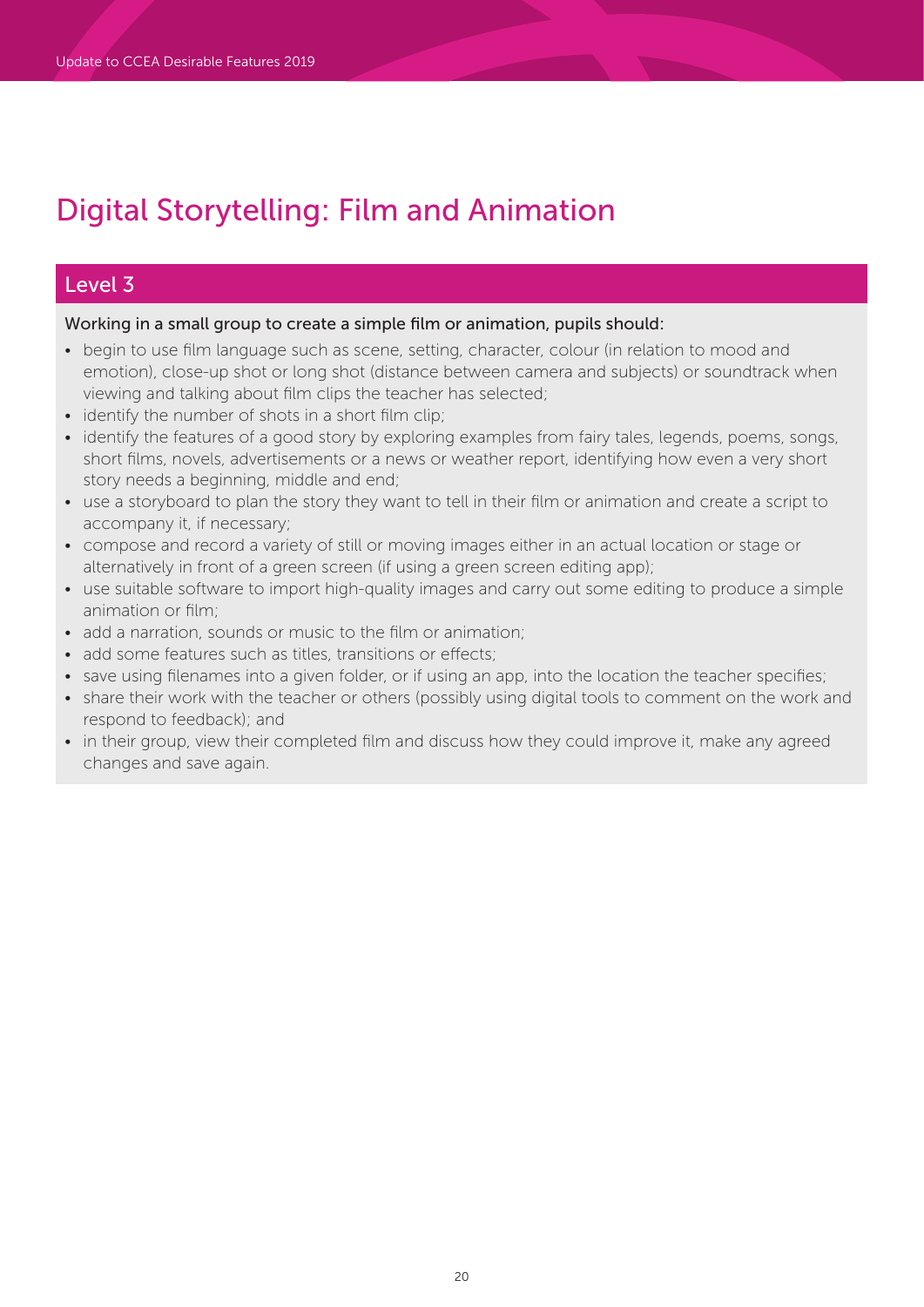# Digital Storytelling: Film and Animation

## Level 3

Working in a small group to create a simple film or animation, pupils should:

- begin to use film language such as scene, setting, character, colour (in relation to mood and emotion), close-up shot or long shot (distance between camera and subjects) or soundtrack when viewing and talking about film clips the teacher has selected;
- identify the number of shots in a short film clip;
- identify the features of a good story by exploring examples from fairy tales, legends, poems, songs, short films, novels, advertisements or a news or weather report, identifying how even a very short story needs a beginning, middle and end;
- use a storyboard to plan the story they want to tell in their film or animation and create a script to accompany it, if necessary;
- compose and record a variety of still or moving images either in an actual location or stage or alternatively in front of a green screen (if using a green screen editing app);
- use suitable software to import high-quality images and carry out some editing to produce a simple animation or film;
- add a narration, sounds or music to the film or animation;
- add some features such as titles, transitions or effects;
- save using filenames into a given folder, or if using an app, into the location the teacher specifies;
- share their work with the teacher or others (possibly using digital tools to comment on the work and respond to feedback); and
- in their group, view their completed film and discuss how they could improve it, make any agreed changes and save again.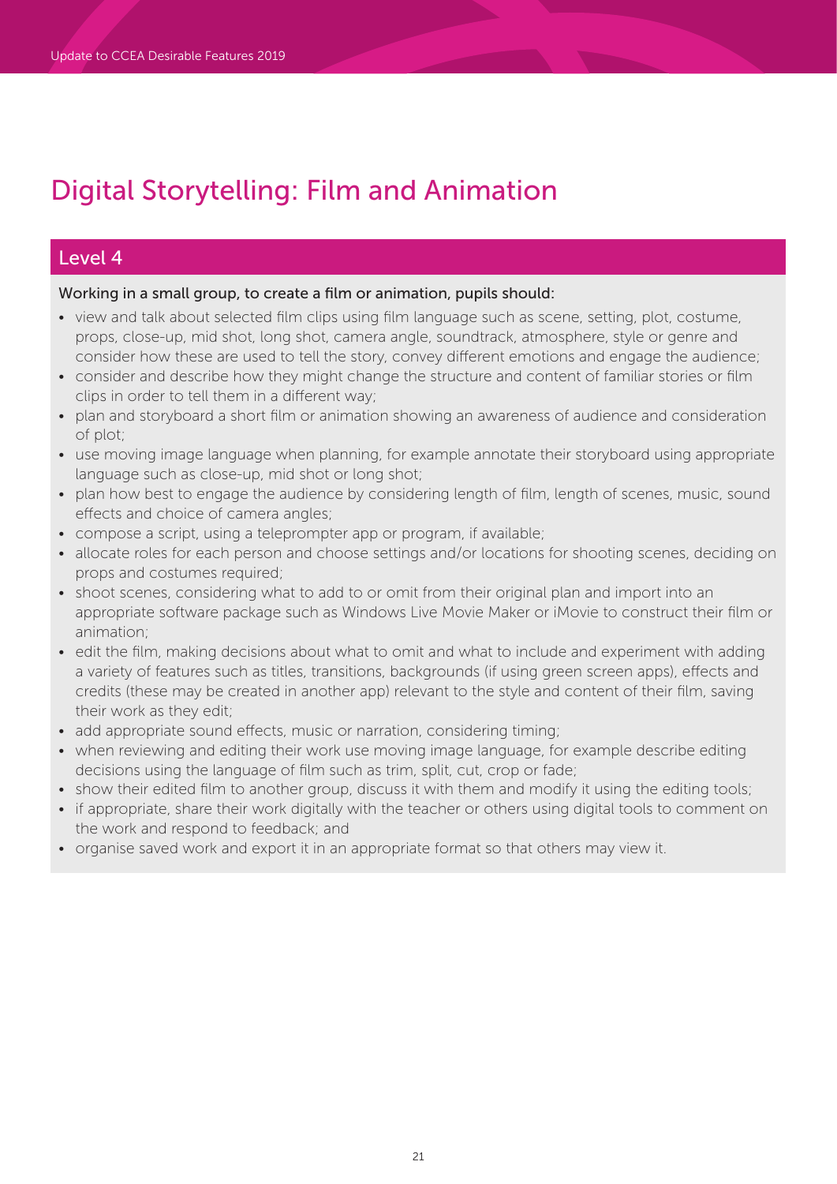# Digital Storytelling: Film and Animation

## Level 4

Working in a small group, to create a film or animation, pupils should:

- view and talk about selected film clips using film language such as scene, setting, plot, costume, props, close-up, mid shot, long shot, camera angle, soundtrack, atmosphere, style or genre and consider how these are used to tell the story, convey different emotions and engage the audience;
- consider and describe how they might change the structure and content of familiar stories or film clips in order to tell them in a different way;
- plan and storyboard a short film or animation showing an awareness of audience and consideration of plot;
- use moving image language when planning, for example annotate their storyboard using appropriate language such as close-up, mid shot or long shot;
- plan how best to engage the audience by considering length of film, length of scenes, music, sound effects and choice of camera angles;
- compose a script, using a teleprompter app or program, if available;
- allocate roles for each person and choose settings and/or locations for shooting scenes, deciding on props and costumes required;
- shoot scenes, considering what to add to or omit from their original plan and import into an appropriate software package such as Windows Live Movie Maker or iMovie to construct their film or animation;
- edit the film, making decisions about what to omit and what to include and experiment with adding a variety of features such as titles, transitions, backgrounds (if using green screen apps), effects and credits (these may be created in another app) relevant to the style and content of their film, saving their work as they edit;
- add appropriate sound effects, music or narration, considering timing;
- when reviewing and editing their work use moving image language, for example describe editing decisions using the language of film such as trim, split, cut, crop or fade;
- show their edited film to another group, discuss it with them and modify it using the editing tools;
- if appropriate, share their work digitally with the teacher or others using digital tools to comment on the work and respond to feedback; and
- organise saved work and export it in an appropriate format so that others may view it.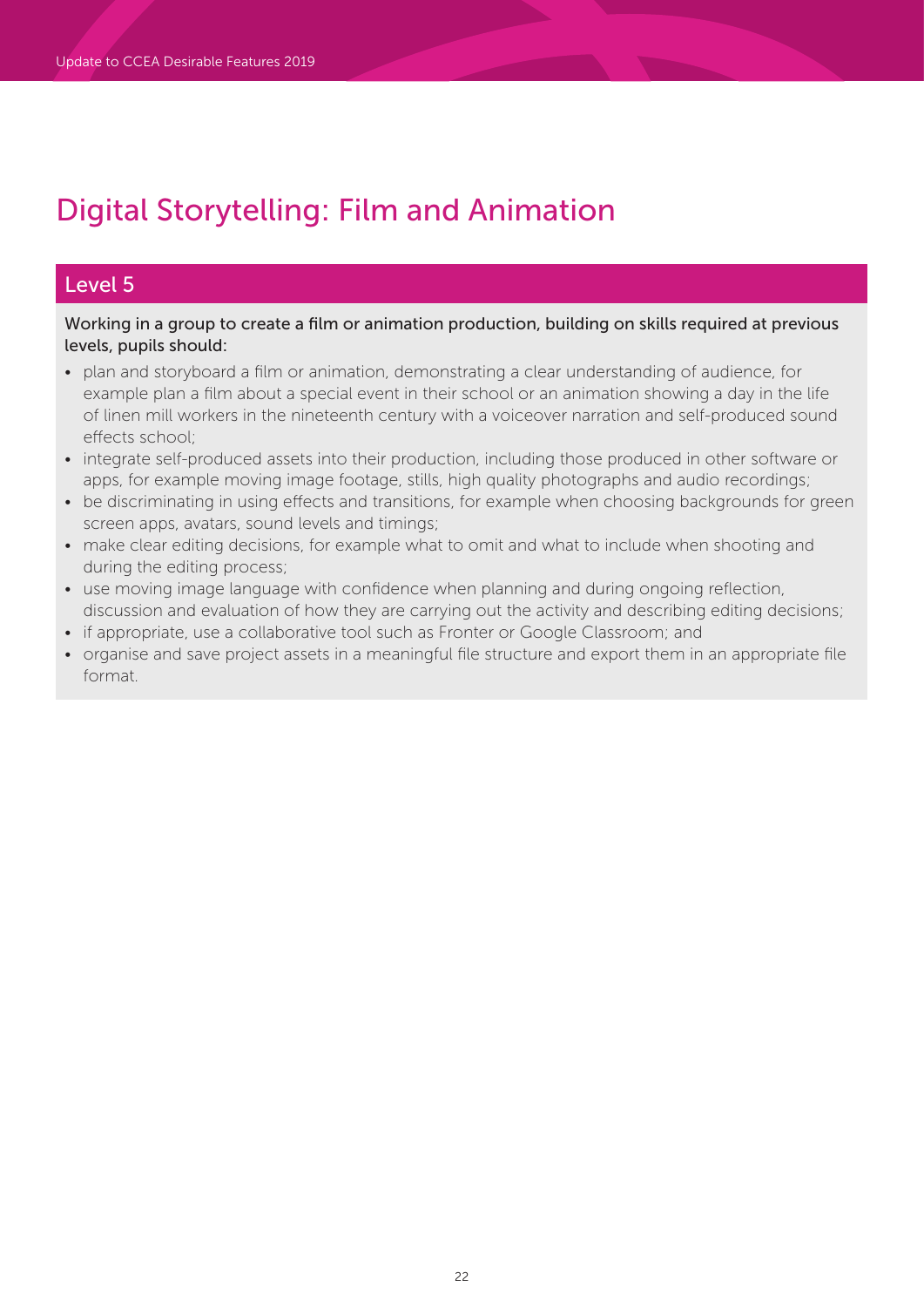# Digital Storytelling: Film and Animation

## Level 5

Working in a group to create a film or animation production, building on skills required at previous levels, pupils should:

- plan and storyboard a film or animation, demonstrating a clear understanding of audience, for example plan a film about a special event in their school or an animation showing a day in the life of linen mill workers in the nineteenth century with a voiceover narration and self-produced sound effects school;
- integrate self-produced assets into their production, including those produced in other software or apps, for example moving image footage, stills, high quality photographs and audio recordings;
- be discriminating in using effects and transitions, for example when choosing backgrounds for green screen apps, avatars, sound levels and timings;
- make clear editing decisions, for example what to omit and what to include when shooting and during the editing process;
- use moving image language with confidence when planning and during ongoing reflection, discussion and evaluation of how they are carrying out the activity and describing editing decisions;
- if appropriate, use a collaborative tool such as Fronter or Google Classroom; and
- organise and save project assets in a meaningful file structure and export them in an appropriate file format.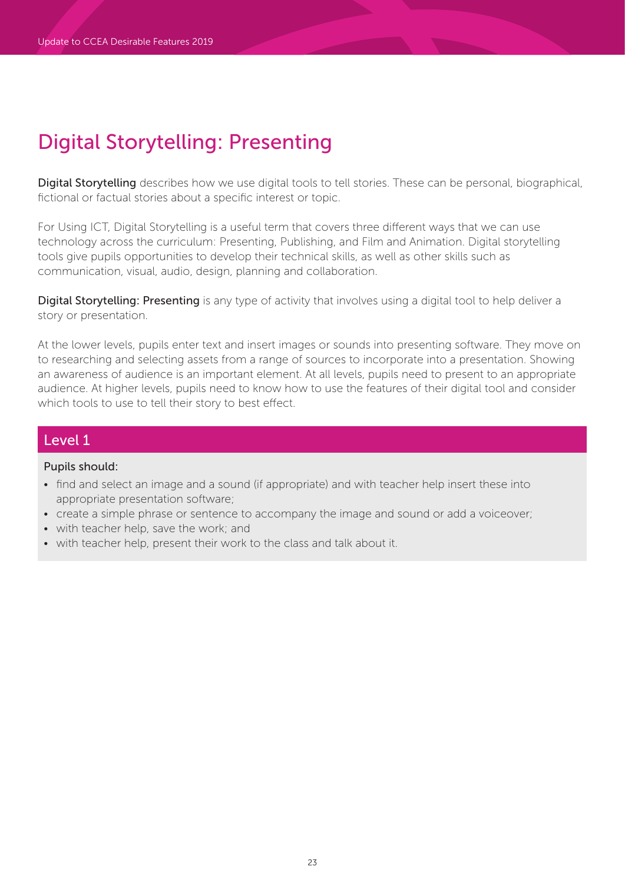# Digital Storytelling: Presenting

**Digital Storytelling** describes how we use digital tools to tell stories. These can be personal, biographical, fictional or factual stories about a specific interest or topic.

For Using ICT, Digital Storytelling is a useful term that covers three different ways that we can use technology across the curriculum: Presenting, Publishing, and Film and Animation. Digital storytelling tools give pupils opportunities to develop their technical skills, as well as other skills such as communication, visual, audio, design, planning and collaboration.

**Digital Storytelling: Presenting** is any type of activity that involves using a digital tool to help deliver a story or presentation.

At the lower levels, pupils enter text and insert images or sounds into presenting software. They move on to researching and selecting assets from a range of sources to incorporate into a presentation. Showing an awareness of audience is an important element. At all levels, pupils need to present to an appropriate audience. At higher levels, pupils need to know how to use the features of their digital tool and consider which tools to use to tell their story to best effect.

## Level 1

Pupils should:

- find and select an image and a sound (if appropriate) and with teacher help insert these into appropriate presentation software;
- create a simple phrase or sentence to accompany the image and sound or add a voiceover;
- with teacher help, save the work; and
- with teacher help, present their work to the class and talk about it.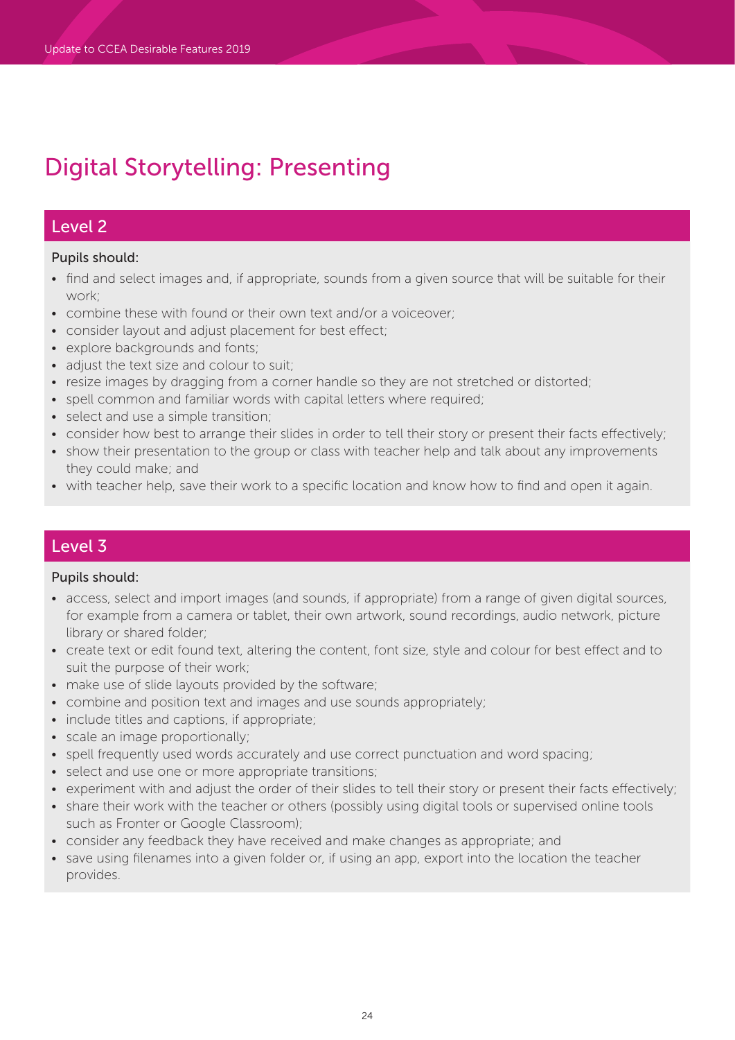# Digital Storytelling: Presenting

## Level 2

Pupils should:

- find and select images and, if appropriate, sounds from a given source that will be suitable for their work;
- combine these with found or their own text and/or a voiceover;
- consider layout and adjust placement for best effect;
- explore backgrounds and fonts;
- adjust the text size and colour to suit;
- resize images by dragging from a corner handle so they are not stretched or distorted;
- spell common and familiar words with capital letters where required;
- select and use a simple transition;
- consider how best to arrange their slides in order to tell their story or present their facts effectively;
- show their presentation to the group or class with teacher help and talk about any improvements they could make; and
- with teacher help, save their work to a specific location and know how to find and open it again.

## Level 3

Pupils should:

- access, select and import images (and sounds, if appropriate) from a range of given digital sources, for example from a camera or tablet, their own artwork, sound recordings, audio network, picture library or shared folder;
- create text or edit found text, altering the content, font size, style and colour for best effect and to suit the purpose of their work;
- make use of slide layouts provided by the software;
- combine and position text and images and use sounds appropriately;
- include titles and captions, if appropriate;
- scale an image proportionally;
- spell frequently used words accurately and use correct punctuation and word spacing;
- select and use one or more appropriate transitions;
- experiment with and adjust the order of their slides to tell their story or present their facts effectively;
- share their work with the teacher or others (possibly using digital tools or supervised online tools such as Fronter or Google Classroom);
- consider any feedback they have received and make changes as appropriate; and
- save using filenames into a given folder or, if using an app, export into the location the teacher provides.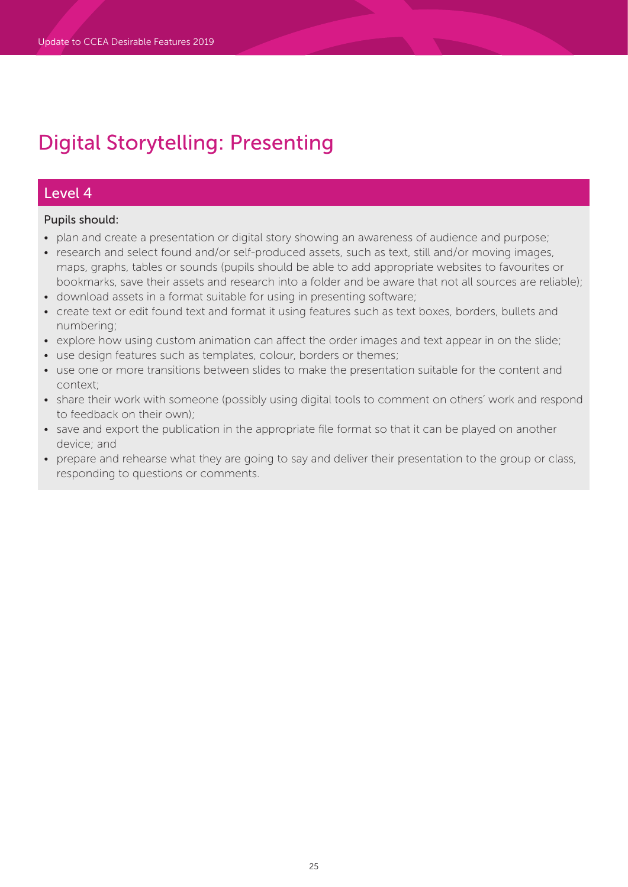# Digital Storytelling: Presenting

## Level 4

Pupils should:

- plan and create a presentation or digital story showing an awareness of audience and purpose;
- research and select found and/or self-produced assets, such as text, still and/or moving images, maps, graphs, tables or sounds (pupils should be able to add appropriate websites to favourites or bookmarks, save their assets and research into a folder and be aware that not all sources are reliable);
- download assets in a format suitable for using in presenting software;
- create text or edit found text and format it using features such as text boxes, borders, bullets and numbering;
- explore how using custom animation can affect the order images and text appear in on the slide;
- use design features such as templates, colour, borders or themes;
- use one or more transitions between slides to make the presentation suitable for the content and context;
- share their work with someone (possibly using digital tools to comment on others' work and respond to feedback on their own);
- save and export the publication in the appropriate file format so that it can be played on another device; and
- prepare and rehearse what they are going to say and deliver their presentation to the group or class, responding to questions or comments.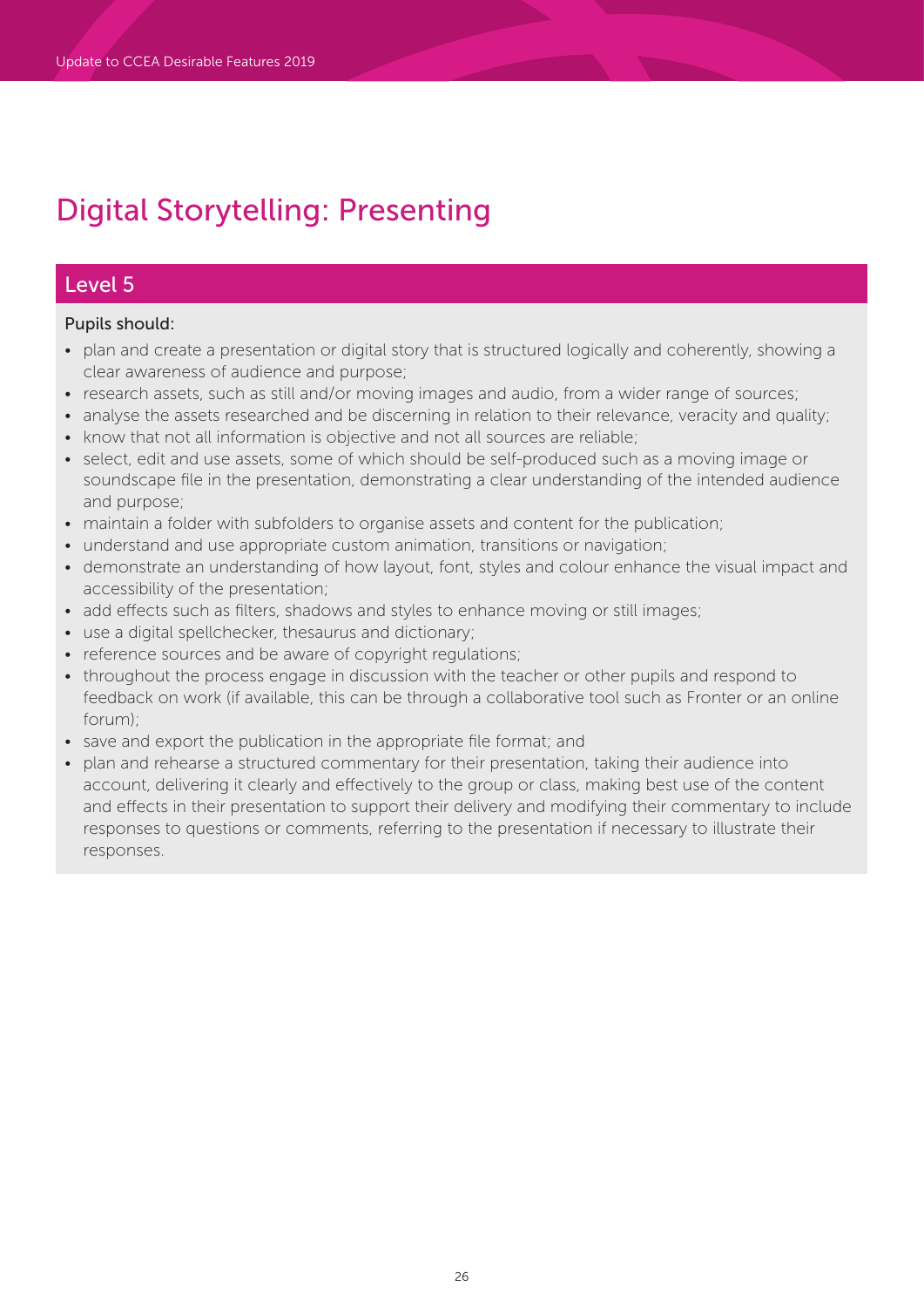# Digital Storytelling: Presenting

## Level 5

Pupils should:

- plan and create a presentation or digital story that is structured logically and coherently, showing a clear awareness of audience and purpose;
- research assets, such as still and/or moving images and audio, from a wider range of sources;
- analyse the assets researched and be discerning in relation to their relevance, veracity and quality;
- know that not all information is objective and not all sources are reliable;
- select, edit and use assets, some of which should be self-produced such as a moving image or soundscape file in the presentation, demonstrating a clear understanding of the intended audience and purpose;
- maintain a folder with subfolders to organise assets and content for the publication;
- understand and use appropriate custom animation, transitions or navigation;
- demonstrate an understanding of how layout, font, styles and colour enhance the visual impact and accessibility of the presentation;
- add effects such as filters, shadows and styles to enhance moving or still images;
- use a digital spellchecker, thesaurus and dictionary;
- reference sources and be aware of copyright regulations;
- throughout the process engage in discussion with the teacher or other pupils and respond to feedback on work (if available, this can be through a collaborative tool such as Fronter or an online forum);
- save and export the publication in the appropriate file format; and
- plan and rehearse a structured commentary for their presentation, taking their audience into account, delivering it clearly and effectively to the group or class, making best use of the content and effects in their presentation to support their delivery and modifying their commentary to include responses to questions or comments, referring to the presentation if necessary to illustrate their responses.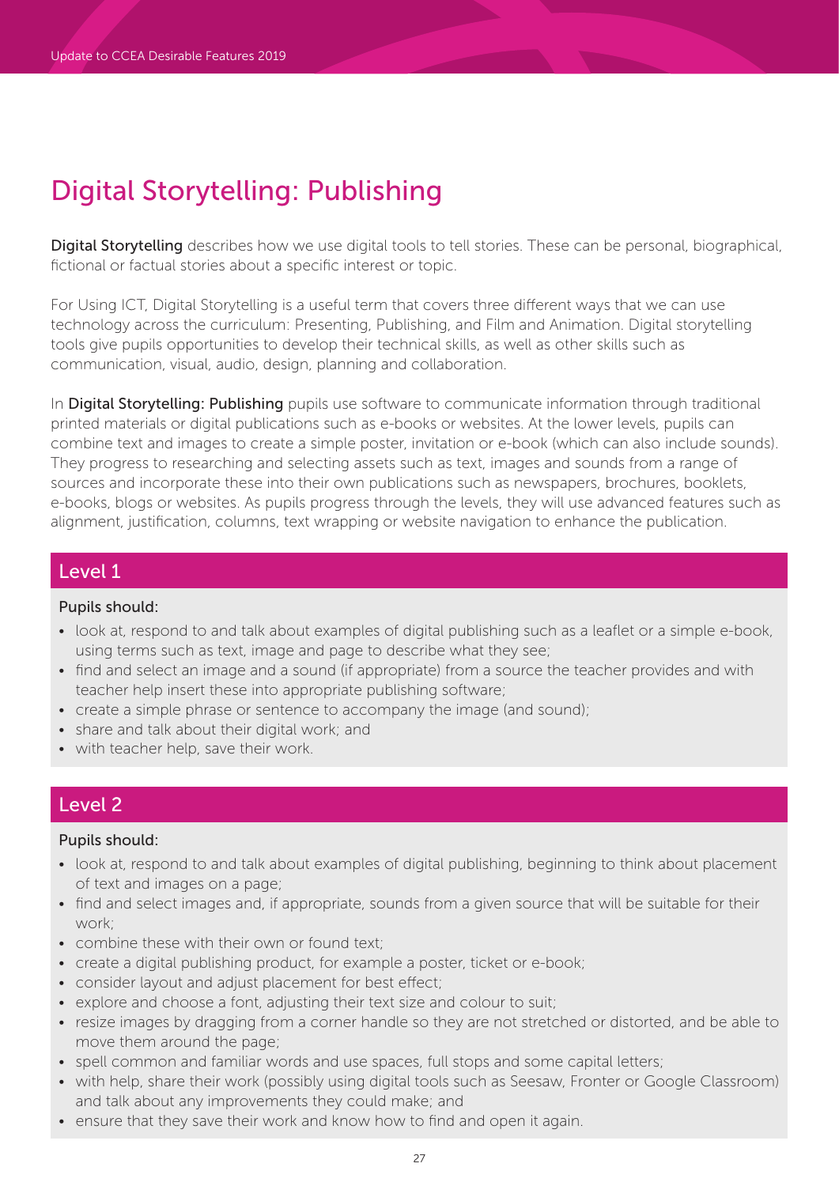# Digital Storytelling: Publishing

**Digital Storytelling** describes how we use digital tools to tell stories. These can be personal, biographical, fictional or factual stories about a specific interest or topic.

For Using ICT, Digital Storytelling is a useful term that covers three different ways that we can use technology across the curriculum: Presenting, Publishing, and Film and Animation. Digital storytelling tools give pupils opportunities to develop their technical skills, as well as other skills such as communication, visual, audio, design, planning and collaboration.

In **Digital Storytelling: Publishing** pupils use software to communicate information through traditional printed materials or digital publications such as e-books or websites. At the lower levels, pupils can combine text and images to create a simple poster, invitation or e-book (which can also include sounds). They progress to researching and selecting assets such as text, images and sounds from a range of sources and incorporate these into their own publications such as newspapers, brochures, booklets, e-books, blogs or websites. As pupils progress through the levels, they will use advanced features such as alignment, justification, columns, text wrapping or website navigation to enhance the publication.

## Level 1

Pupils should:

- look at, respond to and talk about examples of digital publishing such as a leaflet or a simple e-book, using terms such as text, image and page to describe what they see;
- find and select an image and a sound (if appropriate) from a source the teacher provides and with teacher help insert these into appropriate publishing software;
- create a simple phrase or sentence to accompany the image (and sound);
- share and talk about their digital work; and
- with teacher help, save their work.

## Level 2

Pupils should:

- look at, respond to and talk about examples of digital publishing, beginning to think about placement of text and images on a page;
- find and select images and, if appropriate, sounds from a given source that will be suitable for their work;
- combine these with their own or found text;
- create a digital publishing product, for example a poster, ticket or e-book;
- consider layout and adjust placement for best effect;
- explore and choose a font, adjusting their text size and colour to suit;
- resize images by dragging from a corner handle so they are not stretched or distorted, and be able to move them around the page;
- spell common and familiar words and use spaces, full stops and some capital letters;
- with help, share their work (possibly using digital tools such as Seesaw, Fronter or Google Classroom) and talk about any improvements they could make; and
- ensure that they save their work and know how to find and open it again.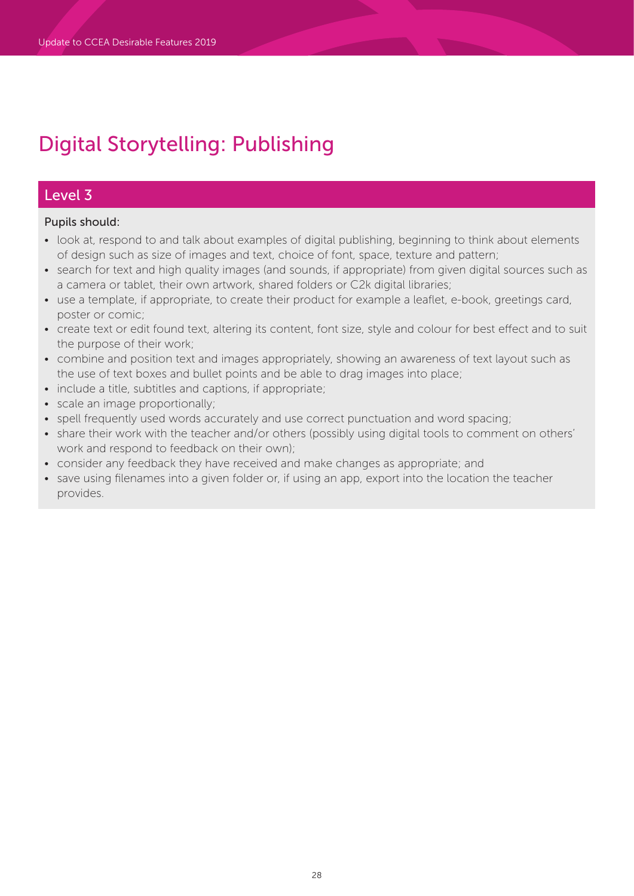# Digital Storytelling: Publishing

## Level 3

Pupils should:

- look at, respond to and talk about examples of digital publishing, beginning to think about elements of design such as size of images and text, choice of font, space, texture and pattern;
- search for text and high quality images (and sounds, if appropriate) from given digital sources such as a camera or tablet, their own artwork, shared folders or C2k digital libraries;
- use a template, if appropriate, to create their product for example a leaflet, e-book, greetings card, poster or comic;
- create text or edit found text, altering its content, font size, style and colour for best effect and to suit the purpose of their work;
- combine and position text and images appropriately, showing an awareness of text layout such as the use of text boxes and bullet points and be able to drag images into place;
- include a title, subtitles and captions, if appropriate;
- scale an image proportionally;
- spell frequently used words accurately and use correct punctuation and word spacing;
- share their work with the teacher and/or others (possibly using digital tools to comment on others' work and respond to feedback on their own);
- consider any feedback they have received and make changes as appropriate; and
- save using filenames into a given folder or, if using an app, export into the location the teacher provides.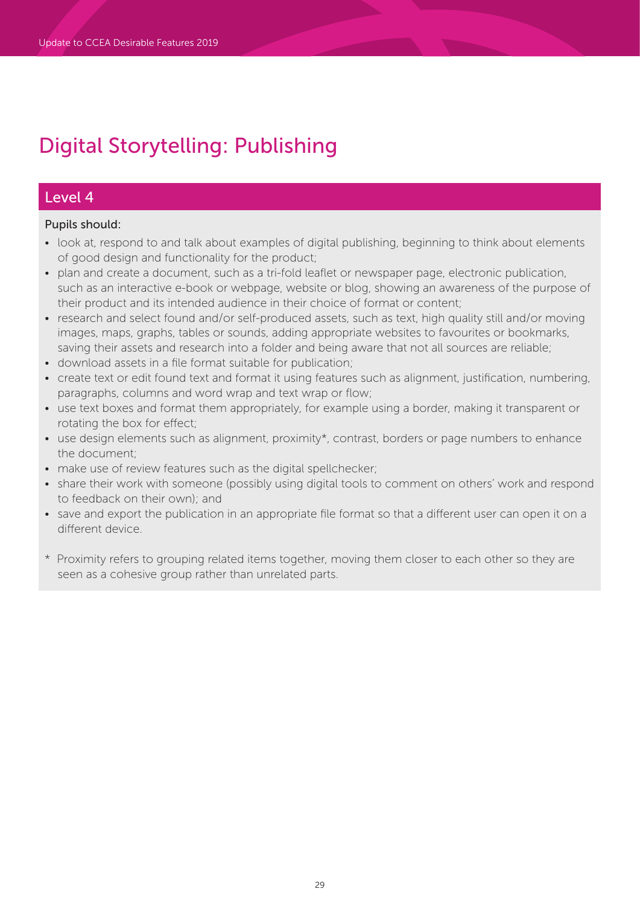# Digital Storytelling: Publishing

## Level 4

Pupils should:

- look at, respond to and talk about examples of digital publishing, beginning to think about elements of good design and functionality for the product;
- plan and create a document, such as a tri-fold leaflet or newspaper page, electronic publication, such as an interactive e-book or webpage, website or blog, showing an awareness of the purpose of their product and its intended audience in their choice of format or content;
- research and select found and/or self-produced assets, such as text, high quality still and/or moving images, maps, graphs, tables or sounds, adding appropriate websites to favourites or bookmarks, saving their assets and research into a folder and being aware that not all sources are reliable;
- download assets in a file format suitable for publication;
- create text or edit found text and format it using features such as alignment, justification, numbering, paragraphs, columns and word wrap and text wrap or flow;
- use text boxes and format them appropriately, for example using a border, making it transparent or rotating the box for effect;
- use design elements such as alignment, proximity*, contrast, borders or page numbers to enhance the document;
- make use of review features such as the digital spellchecker;
- share their work with someone (possibly using digital tools to comment on others' work and respond to feedback on their own); and
- save and export the publication in an appropriate file format so that a different user can open it on a different device.

\* Proximity refers to grouping related items together, moving them closer to each other so they are seen as a cohesive group rather than unrelated parts.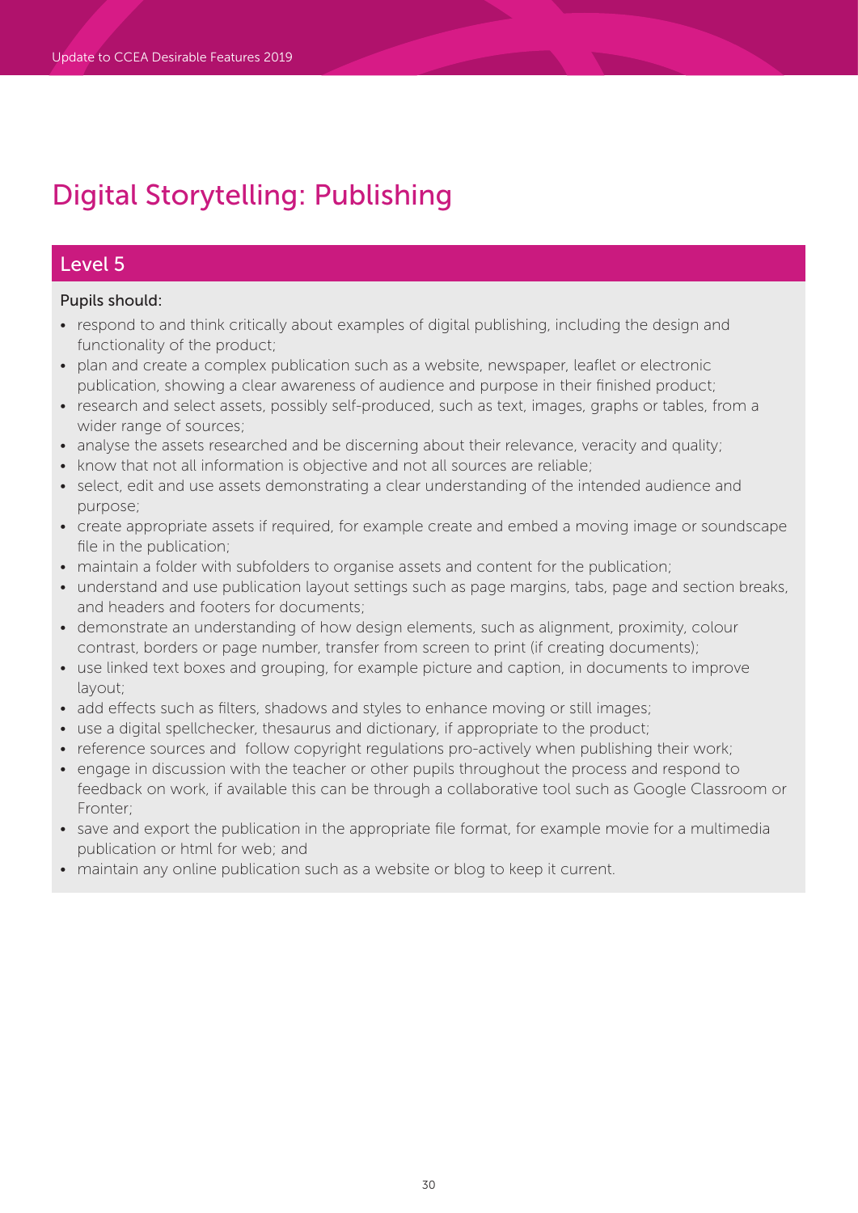# Digital Storytelling: Publishing

## Level 5

Pupils should:

- respond to and think critically about examples of digital publishing, including the design and functionality of the product;
- plan and create a complex publication such as a website, newspaper, leaflet or electronic publication, showing a clear awareness of audience and purpose in their finished product;
- research and select assets, possibly self-produced, such as text, images, graphs or tables, from a wider range of sources;
- analyse the assets researched and be discerning about their relevance, veracity and quality;
- know that not all information is objective and not all sources are reliable;
- select, edit and use assets demonstrating a clear understanding of the intended audience and purpose;
- create appropriate assets if required, for example create and embed a moving image or soundscape file in the publication;
- maintain a folder with subfolders to organise assets and content for the publication;
- understand and use publication layout settings such as page margins, tabs, page and section breaks, and headers and footers for documents;
- demonstrate an understanding of how design elements, such as alignment, proximity, colour contrast, borders or page number, transfer from screen to print (if creating documents);
- use linked text boxes and grouping, for example picture and caption, in documents to improve layout;
- add effects such as filters, shadows and styles to enhance moving or still images;
- use a digital spellchecker, thesaurus and dictionary, if appropriate to the product;
- reference sources and follow copyright regulations pro-actively when publishing their work;
- engage in discussion with the teacher or other pupils throughout the process and respond to feedback on work, if available this can be through a collaborative tool such as Google Classroom or Fronter;
- save and export the publication in the appropriate file format, for example movie for a multimedia publication or html for web; and
- maintain any online publication such as a website or blog to keep it current.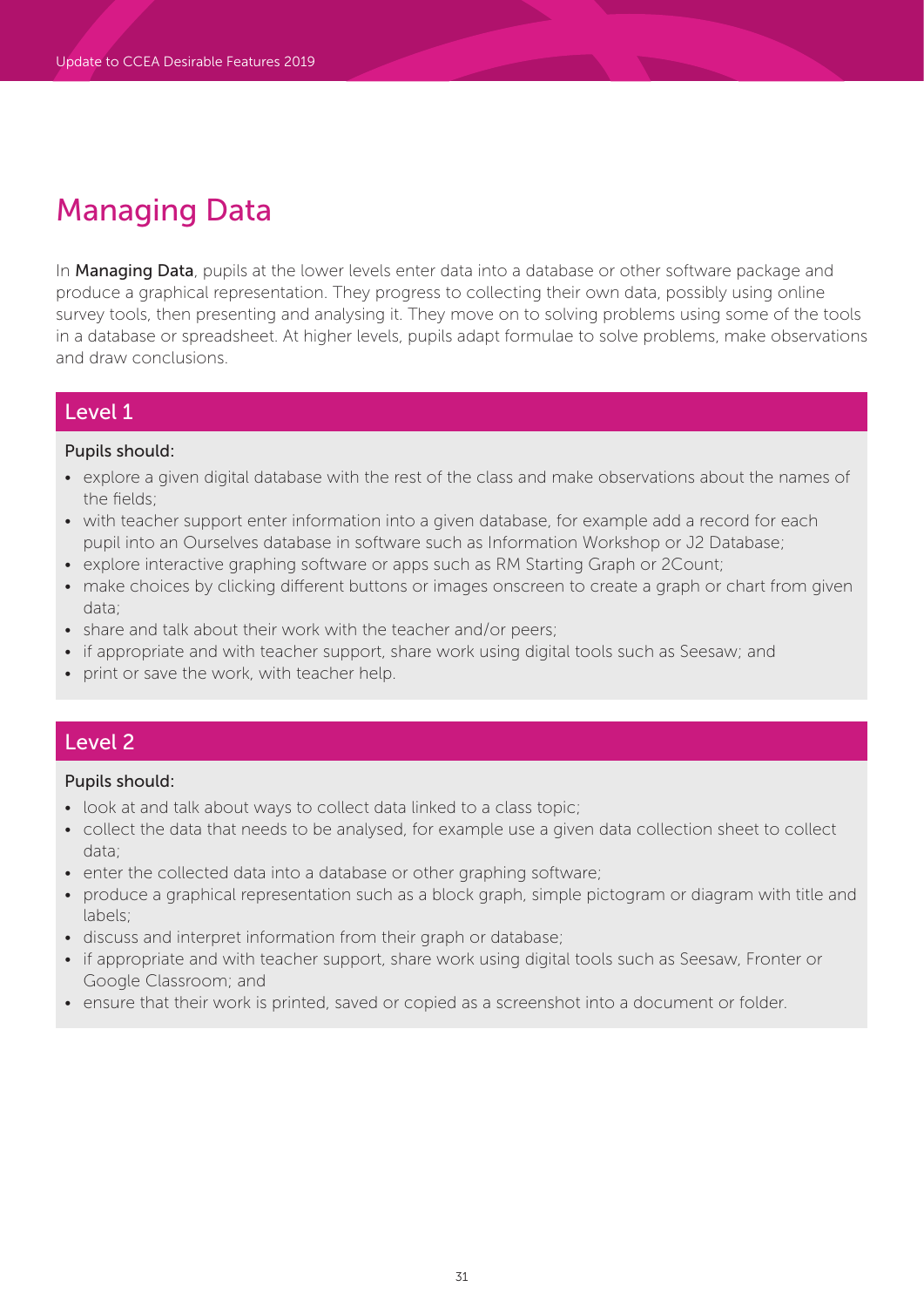# Managing Data

In **Managing Data**, pupils at the lower levels enter data into a database or other software package and produce a graphical representation. They progress to collecting their own data, possibly using online survey tools, then presenting and analysing it. They move on to solving problems using some of the tools in a database or spreadsheet. At higher levels, pupils adapt formulae to solve problems, make observations and draw conclusions.

## Level 1

Pupils should:

- explore a given digital database with the rest of the class and make observations about the names of the fields;
- with teacher support enter information into a given database, for example add a record for each pupil into an Ourselves database in software such as Information Workshop or J2 Database;
- explore interactive graphing software or apps such as RM Starting Graph or 2Count;
- make choices by clicking different buttons or images onscreen to create a graph or chart from given data;
- share and talk about their work with the teacher and/or peers;
- if appropriate and with teacher support, share work using digital tools such as Seesaw; and
- print or save the work, with teacher help.

## Level 2

Pupils should:

- look at and talk about ways to collect data linked to a class topic;
- collect the data that needs to be analysed, for example use a given data collection sheet to collect data;
- enter the collected data into a database or other graphing software;
- produce a graphical representation such as a block graph, simple pictogram or diagram with title and labels;
- discuss and interpret information from their graph or database;
- if appropriate and with teacher support, share work using digital tools such as Seesaw, Fronter or Google Classroom; and
- ensure that their work is printed, saved or copied as a screenshot into a document or folder.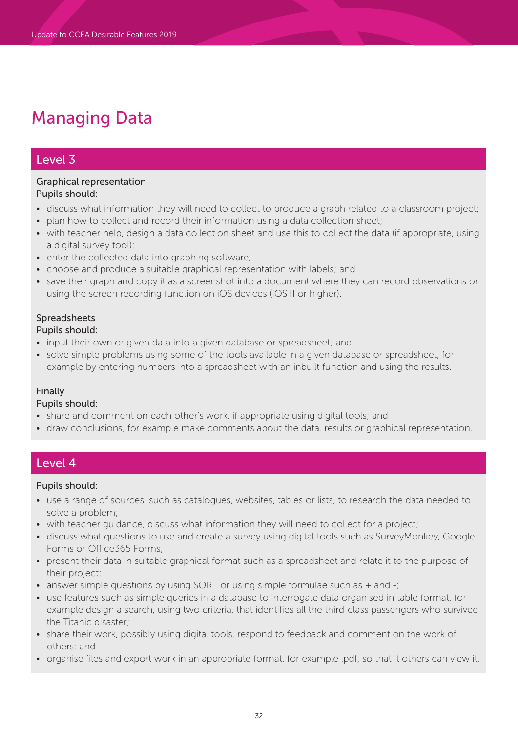# Managing Data

## Level 3

Graphical representation
Pupils should:

- discuss what information they will need to collect to produce a graph related to a classroom project;
- plan how to collect and record their information using a data collection sheet;
- with teacher help, design a data collection sheet and use this to collect the data (if appropriate, using a digital survey tool);
- enter the collected data into graphing software;
- choose and produce a suitable graphical representation with labels; and
- save their graph and copy it as a screenshot into a document where they can record observations or using the screen recording function on iOS devices (iOS II or higher).

Spreadsheets
Pupils should:

- input their own or given data into a given database or spreadsheet; and
- solve simple problems using some of the tools available in a given database or spreadsheet, for example by entering numbers into a spreadsheet with an inbuilt function and using the results.

Finally
Pupils should:

- share and comment on each other's work, if appropriate using digital tools; and
- draw conclusions, for example make comments about the data, results or graphical representation.

## Level 4

Pupils should:

- use a range of sources, such as catalogues, websites, tables or lists, to research the data needed to solve a problem;
- with teacher guidance, discuss what information they will need to collect for a project;
- discuss what questions to use and create a survey using digital tools such as SurveyMonkey, Google Forms or Office365 Forms;
- present their data in suitable graphical format such as a spreadsheet and relate it to the purpose of their project;
- answer simple questions by using SORT or using simple formulae such as + and -;
- use features such as simple queries in a database to interrogate data organised in table format, for example design a search, using two criteria, that identifies all the third-class passengers who survived the Titanic disaster;
- share their work, possibly using digital tools, respond to feedback and comment on the work of others; and
- organise files and export work in an appropriate format, for example .pdf, so that it others can view it.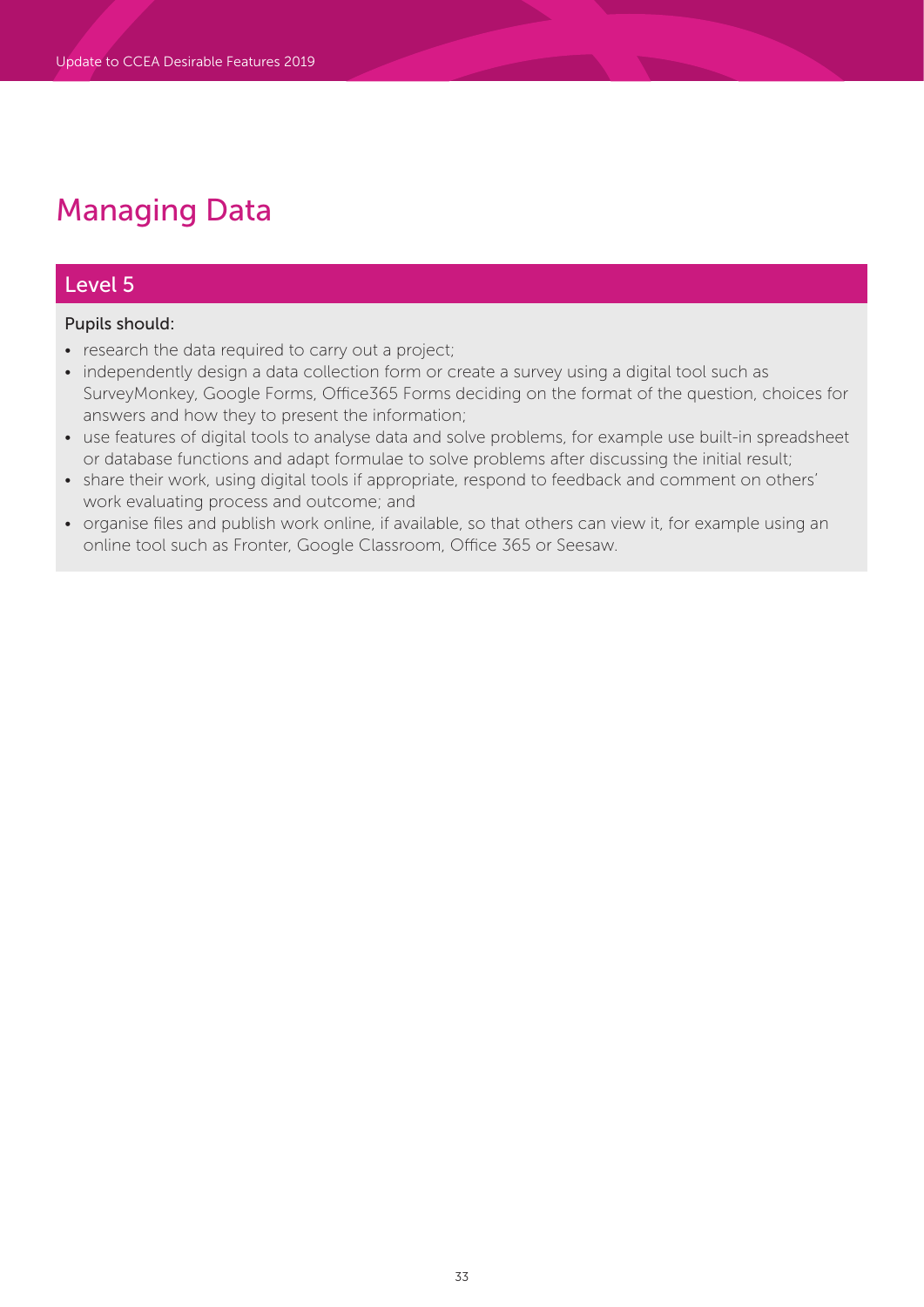# Managing Data

## Level 5

Pupils should:

- research the data required to carry out a project;
- independently design a data collection form or create a survey using a digital tool such as SurveyMonkey, Google Forms, Office365 Forms deciding on the format of the question, choices for answers and how they to present the information;
- use features of digital tools to analyse data and solve problems, for example use built-in spreadsheet or database functions and adapt formulae to solve problems after discussing the initial result;
- share their work, using digital tools if appropriate, respond to feedback and comment on others' work evaluating process and outcome; and
- organise files and publish work online, if available, so that others can view it, for example using an online tool such as Fronter, Google Classroom, Office 365 or Seesaw.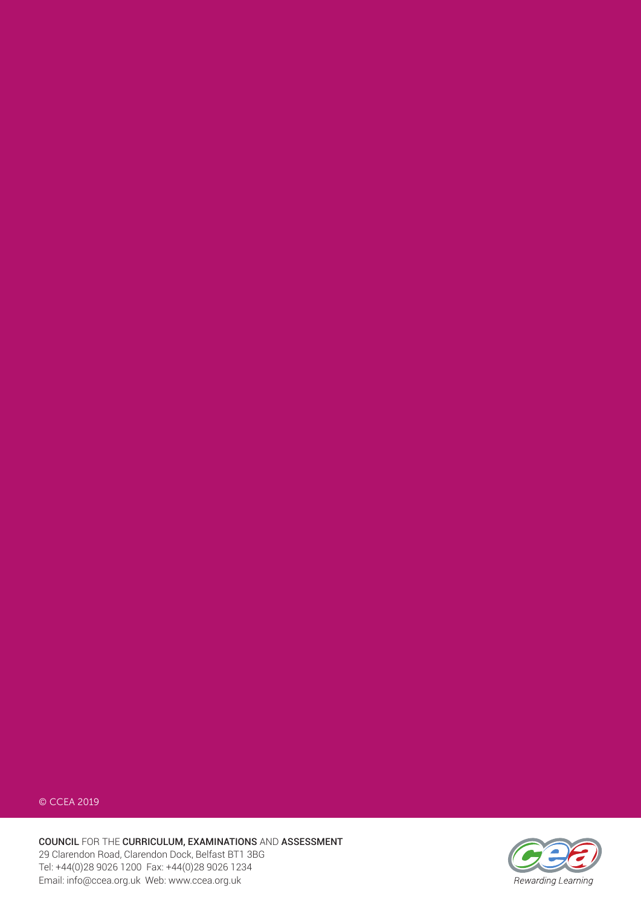© CCEA 2019

COUNCIL FOR THE CURRICULUM, EXAMINATIONS AND ASSESSMENT
29 Clarendon Road, Clarendon Dock, Belfast BT1 3BG
Tel: +44(0)28 9026 1200 Fax: +44(0)28 9026 1234
Email: info@ccea.org.uk Web: www.ccea.org.uk

Rewarding Learning